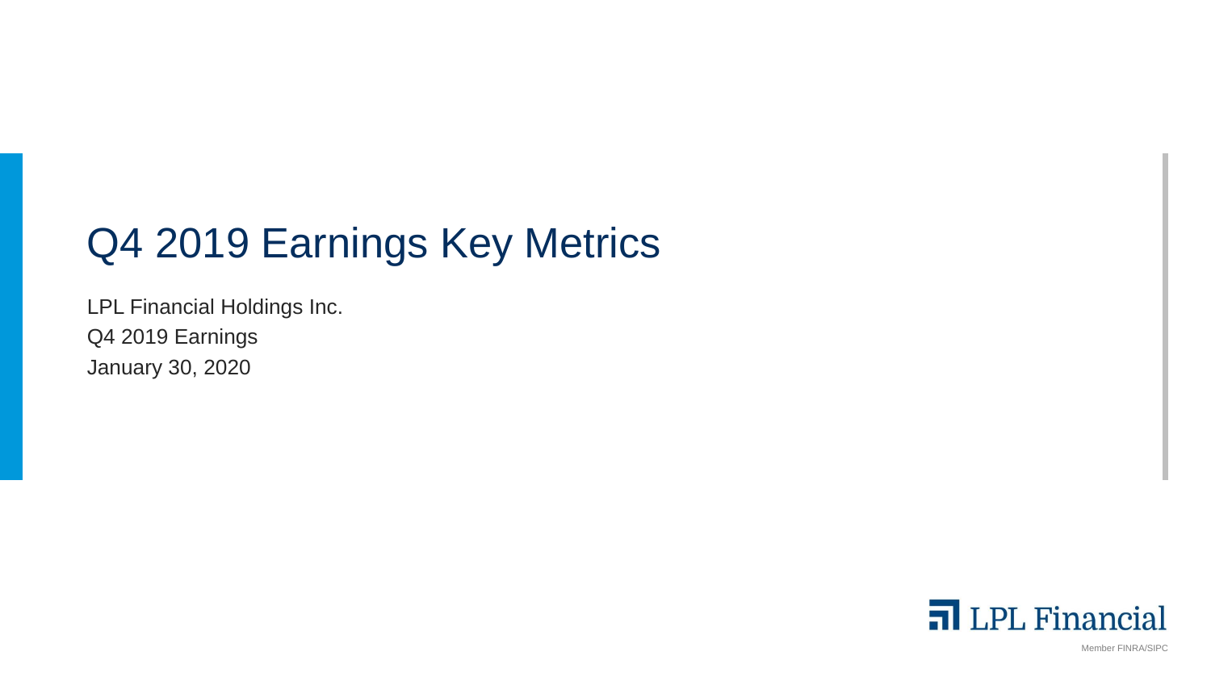# Q4 2019 Earnings Key Metrics

LPL Financial Holdings Inc.
Q4 2019 Earnings
January 30, 2020

LPL Financial

Member FINRA/SIPC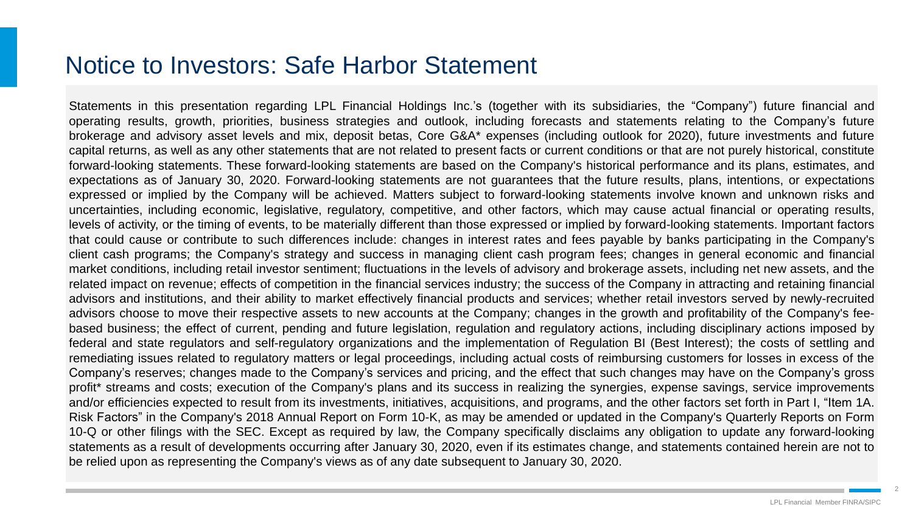# Notice to Investors: Safe Harbor Statement

Statements in this presentation regarding LPL Financial Holdings Inc.'s (together with its subsidiaries, the "Company") future financial and operating results, growth, priorities, business strategies and outlook, including forecasts and statements relating to the Company's future brokerage and advisory asset levels and mix, deposit betas, Core G&A* expenses (including outlook for 2020), future investments and future capital returns, as well as any other statements that are not related to present facts or current conditions or that are not purely historical, constitute forward-looking statements. These forward-looking statements are based on the Company's historical performance and its plans, estimates, and expectations as of January 30, 2020. Forward-looking statements are not guarantees that the future results, plans, intentions, or expectations expressed or implied by the Company will be achieved. Matters subject to forward-looking statements involve known and unknown risks and uncertainties, including economic, legislative, regulatory, competitive, and other factors, which may cause actual financial or operating results, levels of activity, or the timing of events, to be materially different than those expressed or implied by forward-looking statements. Important factors that could cause or contribute to such differences include: changes in interest rates and fees payable by banks participating in the Company's client cash programs; the Company's strategy and success in managing client cash program fees; changes in general economic and financial market conditions, including retail investor sentiment; fluctuations in the levels of advisory and brokerage assets, including net new assets, and the related impact on revenue; effects of competition in the financial services industry; the success of the Company in attracting and retaining financial advisors and institutions, and their ability to market effectively financial products and services; whether retail investors served by newly-recruited advisors choose to move their respective assets to new accounts at the Company; changes in the growth and profitability of the Company's fee-based business; the effect of current, pending and future legislation, regulation and regulatory actions, including disciplinary actions imposed by federal and state regulators and self-regulatory organizations and the implementation of Regulation BI (Best Interest); the costs of settling and remediating issues related to regulatory matters or legal proceedings, including actual costs of reimbursing customers for losses in excess of the Company's reserves; changes made to the Company's services and pricing, and the effect that such changes may have on the Company's gross profit* streams and costs; execution of the Company's plans and its success in realizing the synergies, expense savings, service improvements and/or efficiencies expected to result from its investments, initiatives, acquisitions, and programs, and the other factors set forth in Part I, "Item 1A. Risk Factors" in the Company's 2018 Annual Report on Form 10-K, as may be amended or updated in the Company's Quarterly Reports on Form 10-Q or other filings with the SEC. Except as required by law, the Company specifically disclaims any obligation to update any forward-looking statements as a result of developments occurring after January 30, 2020, even if its estimates change, and statements contained herein are not to be relied upon as representing the Company's views as of any date subsequent to January 30, 2020.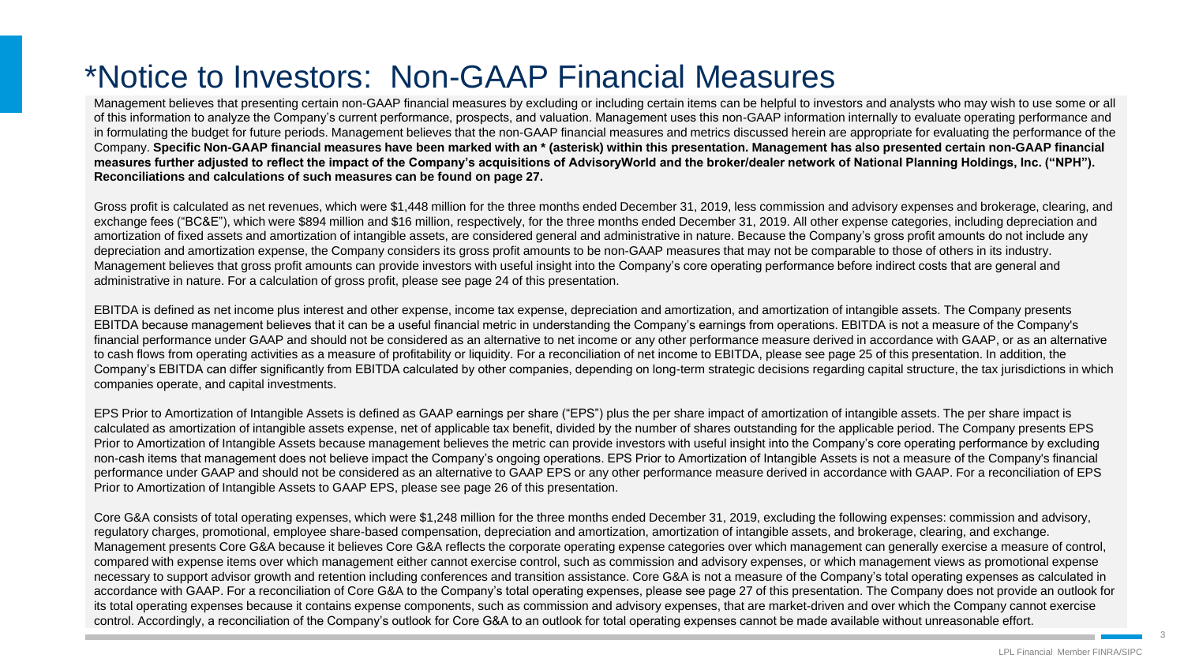# *Notice to Investors: Non-GAAP Financial Measures

Management believes that presenting certain non-GAAP financial measures by excluding or including certain items can be helpful to investors and analysts who may wish to use some or all of this information to analyze the Company's current performance, prospects, and valuation. Management uses this non-GAAP information internally to evaluate operating performance and in formulating the budget for future periods. Management believes that the non-GAAP financial measures and metrics discussed herein are appropriate for evaluating the performance of the Company. **Specific Non-GAAP financial measures have been marked with an * (asterisk) within this presentation. Management has also presented certain non-GAAP financial measures further adjusted to reflect the impact of the Company's acquisitions of AdvisoryWorld and the broker/dealer network of National Planning Holdings, Inc. ("NPH"). Reconciliations and calculations of such measures can be found on page 27.**

Gross profit is calculated as net revenues, which were $1,448 million for the three months ended December 31, 2019, less commission and advisory expenses and brokerage, clearing, and exchange fees ("BC&E"), which were $894 million and $16 million, respectively, for the three months ended December 31, 2019. All other expense categories, including depreciation and amortization of fixed assets and amortization of intangible assets, are considered general and administrative in nature. Because the Company's gross profit amounts do not include any depreciation and amortization expense, the Company considers its gross profit amounts to be non-GAAP measures that may not be comparable to those of others in its industry. Management believes that gross profit amounts can provide investors with useful insight into the Company's core operating performance before indirect costs that are general and administrative in nature. For a calculation of gross profit, please see page 24 of this presentation.

EBITDA is defined as net income plus interest and other expense, income tax expense, depreciation and amortization, and amortization of intangible assets. The Company presents EBITDA because management believes that it can be a useful financial metric in understanding the Company's earnings from operations. EBITDA is not a measure of the Company's financial performance under GAAP and should not be considered as an alternative to net income or any other performance measure derived in accordance with GAAP, or as an alternative to cash flows from operating activities as a measure of profitability or liquidity. For a reconciliation of net income to EBITDA, please see page 25 of this presentation. In addition, the Company's EBITDA can differ significantly from EBITDA calculated by other companies, depending on long-term strategic decisions regarding capital structure, the tax jurisdictions in which companies operate, and capital investments.

EPS Prior to Amortization of Intangible Assets is defined as GAAP earnings per share ("EPS") plus the per share impact of amortization of intangible assets. The per share impact is calculated as amortization of intangible assets expense, net of applicable tax benefit, divided by the number of shares outstanding for the applicable period. The Company presents EPS Prior to Amortization of Intangible Assets because management believes the metric can provide investors with useful insight into the Company's core operating performance by excluding non-cash items that management does not believe impact the Company's ongoing operations. EPS Prior to Amortization of Intangible Assets is not a measure of the Company's financial performance under GAAP and should not be considered as an alternative to GAAP EPS or any other performance measure derived in accordance with GAAP. For a reconciliation of EPS Prior to Amortization of Intangible Assets to GAAP EPS, please see page 26 of this presentation.

Core G&A consists of total operating expenses, which were $1,248 million for the three months ended December 31, 2019, excluding the following expenses: commission and advisory, regulatory charges, promotional, employee share-based compensation, depreciation and amortization, amortization of intangible assets, and brokerage, clearing, and exchange. Management presents Core G&A because it believes Core G&A reflects the corporate operating expense categories over which management can generally exercise a measure of control, compared with expense items over which management either cannot exercise control, such as commission and advisory expenses, or which management views as promotional expense necessary to support advisor growth and retention including conferences and transition assistance. Core G&A is not a measure of the Company's total operating expenses as calculated in accordance with GAAP. For a reconciliation of Core G&A to the Company's total operating expenses, please see page 27 of this presentation. The Company does not provide an outlook for its total operating expenses because it contains expense components, such as commission and advisory expenses, that are market-driven and over which the Company cannot exercise control. Accordingly, a reconciliation of the Company's outlook for Core G&A to an outlook for total operating expenses cannot be made available without unreasonable effort.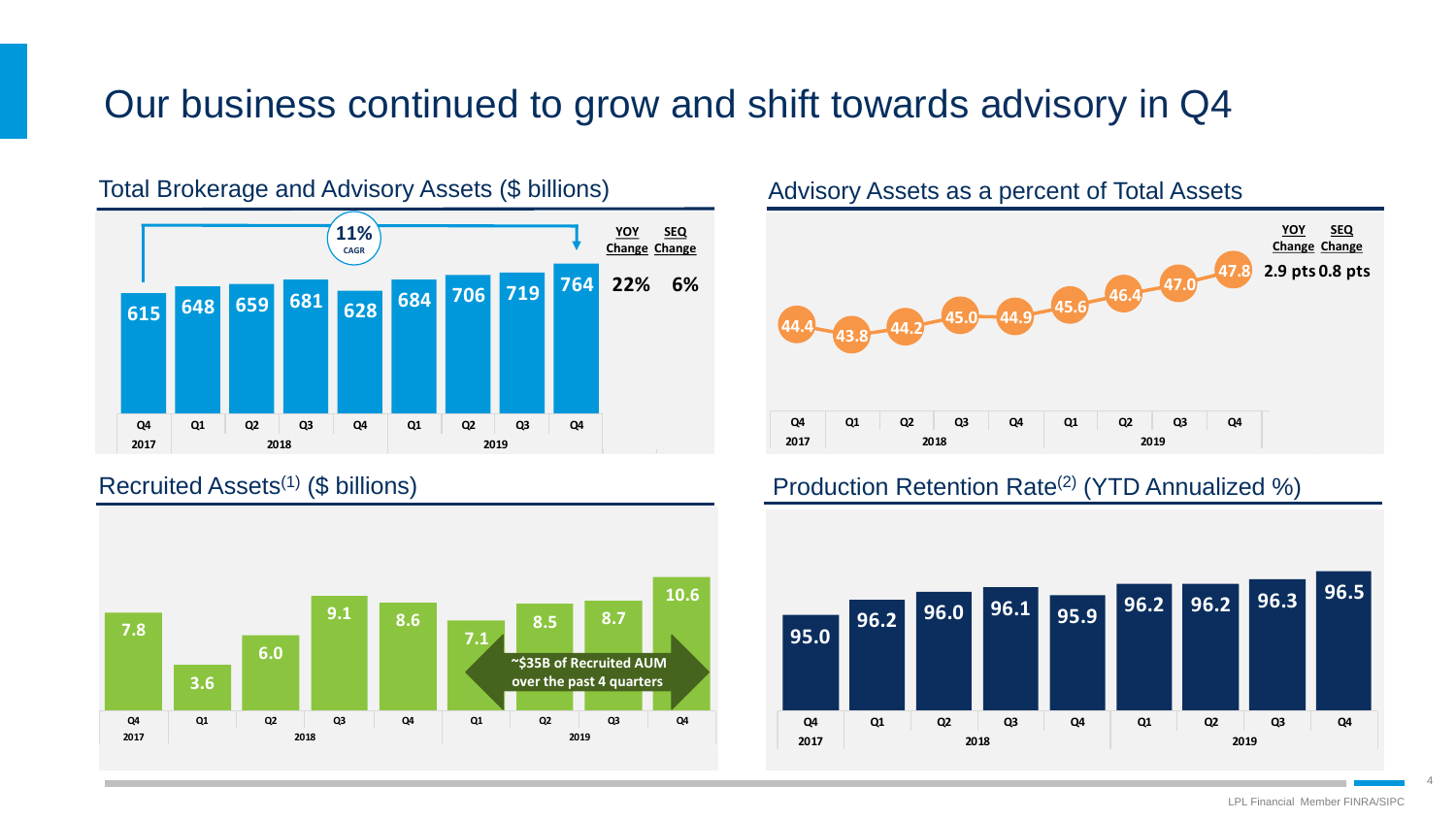# Our business continued to grow and shift towards advisory in Q4

## Total Brokerage and Advisory Assets ($ billions)

11% CAGR

| | Q4 2017 | Q1 2018 | Q2 2018 | Q3 2018 | Q4 2018 | Q1 2019 | Q2 2019 | Q3 2019 | Q4 2019 | YOY Change | SEQ Change |
|---|---|---|---|---|---|---|---|---|---|---|---|
| Total Brokerage and Advisory Assets | 615 | 648 | 659 | 681 | 628 | 684 | 706 | 719 | 764 | 22% | 6% |

## Advisory Assets as a percent of Total Assets

| | Q4 2017 | Q1 2018 | Q2 2018 | Q3 2018 | Q4 2018 | Q1 2019 | Q2 2019 | Q3 2019 | Q4 2019 | YOY Change | SEQ Change |
|---|---|---|---|---|---|---|---|---|---|---|---|
| Advisory Assets % of Total Assets | 44.4 | 43.8 | 44.2 | 45.0 | 44.9 | 45.6 | 46.4 | 47.0 | 47.8 | 2.9 pts | 0.8 pts |

## Recruited Assets[1] ($ billions)

| | Q4 2017 | Q1 2018 | Q2 2018 | Q3 2018 | Q4 2018 | Q1 2019 | Q2 2019 | Q3 2019 | Q4 2019 |
|---|---|---|---|---|---|---|---|---|---|
| Recruited Assets | 7.8 | 3.6 | 6.0 | 9.1 | 8.6 | 7.1 | 8.5 | 8.7 | 10.6 |

~$35B of Recruited AUM over the past 4 quarters

## Production Retention Rate[2] (YTD Annualized %)

| | Q4 2017 | Q1 2018 | Q2 2018 | Q3 2018 | Q4 2018 | Q1 2019 | Q2 2019 | Q3 2019 | Q4 2019 |
|---|---|---|---|---|---|---|---|---|---|
| Production Retention Rate | 95.0 | 96.2 | 96.0 | 96.1 | 95.9 | 96.2 | 96.2 | 96.3 | 96.5 |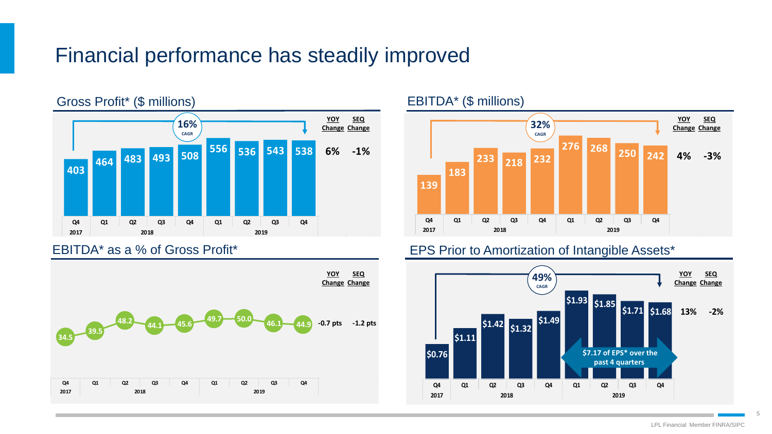# Financial performance has steadily improved

## Gross Profit* ($ millions)

16% CAGR

| Quarter | Q4 2017 | Q1 2018 | Q2 2018 | Q3 2018 | Q4 2018 | Q1 2019 | Q2 2019 | Q3 2019 | Q4 2019 | YOY Change | SEQ Change |
|---|---|---|---|---|---|---|---|---|---|---|---|
| Gross Profit* | 403 | 464 | 483 | 493 | 508 | 556 | 536 | 543 | 538 | 6% | -1% |

## EBITDA* ($ millions)

32% CAGR

| Quarter | Q4 2017 | Q1 2018 | Q2 2018 | Q3 2018 | Q4 2018 | Q1 2019 | Q2 2019 | Q3 2019 | Q4 2019 | YOY Change | SEQ Change |
|---|---|---|---|---|---|---|---|---|---|---|---|
| EBITDA* | 139 | 183 | 233 | 218 | 232 | 276 | 268 | 250 | 242 | 4% | -3% |

## EBITDA* as a % of Gross Profit*

| Quarter | Q4 2017 | Q1 2018 | Q2 2018 | Q3 2018 | Q4 2018 | Q1 2019 | Q2 2019 | Q3 2019 | Q4 2019 | YOY Change | SEQ Change |
|---|---|---|---|---|---|---|---|---|---|---|---|
| EBITDA* as % of Gross Profit* | 34.5 | 39.5 | 48.2 | 44.1 | 45.6 | 49.7 | 50.0 | 46.1 | 44.9 | -0.7 pts | -1.2 pts |

## EPS Prior to Amortization of Intangible Assets*

49% CAGR

| Quarter | Q4 2017 | Q1 2018 | Q2 2018 | Q3 2018 | Q4 2018 | Q1 2019 | Q2 2019 | Q3 2019 | Q4 2019 | YOY Change | SEQ Change |
|---|---|---|---|---|---|---|---|---|---|---|---|
| EPS* | $0.76 | $1.11 | $1.42 | $1.32 | $1.49 | $1.93 | $1.85 | $1.71 | $1.68 | 13% | -2% |

$7.17 of EPS* over the past 4 quarters

LPL Financial Member FINRA/SIPC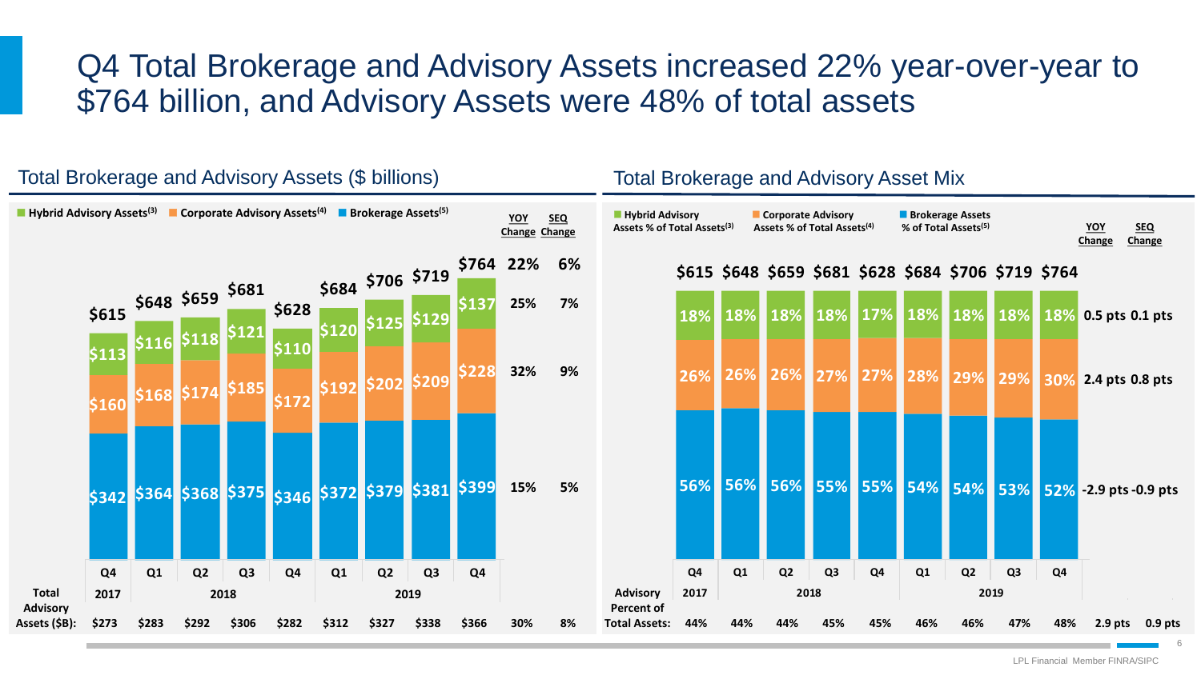# Q4 Total Brokerage and Advisory Assets increased 22% year-over-year to $764 billion, and Advisory Assets were 48% of total assets

## Total Brokerage and Advisory Assets ($ billions)

| | Q4 2017 | Q1 2018 | Q2 2018 | Q3 2018 | Q4 2018 | Q1 2019 | Q2 2019 | Q3 2019 | Q4 2019 | YOY Change | SEQ Change |
|---|---|---|---|---|---|---|---|---|---|---|---|
| Hybrid Advisory Assets[3] | $113 | $116 | $118 | $121 | $110 | $120 | $125 | $129 | $137 | 25% | 7% |
| Corporate Advisory Assets[4] | $160 | $168 | $174 | $185 | $172 | $192 | $202 | $209 | $228 | 32% | 9% |
| Brokerage Assets[5] | $342 | $364 | $368 | $375 | $346 | $372 | $379 | $381 | $399 | 15% | 5% |
| Total | $615 | $648 | $659 | $681 | $628 | $684 | $706 | $719 | $764 | 22% | 6% |
| Total Advisory Assets ($B): | $273 | $283 | $292 | $306 | $282 | $312 | $327 | $338 | $366 | 30% | 8% |

## Total Brokerage and Advisory Asset Mix

| | Q4 2017 | Q1 2018 | Q2 2018 | Q3 2018 | Q4 2018 | Q1 2019 | Q2 2019 | Q3 2019 | Q4 2019 | YOY Change | SEQ Change |
|---|---|---|---|---|---|---|---|---|---|---|---|
| Total ($B) | $615 | $648 | $659 | $681 | $628 | $684 | $706 | $719 | $764 | | |
| Hybrid Advisory Assets % of Total Assets[3] | 18% | 18% | 18% | 18% | 17% | 18% | 18% | 18% | 18% | 0.5 pts | 0.1 pts |
| Corporate Advisory Assets % of Total Assets[4] | 26% | 26% | 26% | 27% | 27% | 28% | 29% | 29% | 30% | 2.4 pts | 0.8 pts |
| Brokerage Assets % of Total Assets[5] | 56% | 56% | 56% | 55% | 55% | 54% | 54% | 53% | 52% | -2.9 pts | -0.9 pts |
| Advisory Percent of Total Assets: | 44% | 44% | 44% | 45% | 45% | 46% | 46% | 47% | 48% | 2.9 pts | 0.9 pts |

LPL Financial Member FINRA/SIPC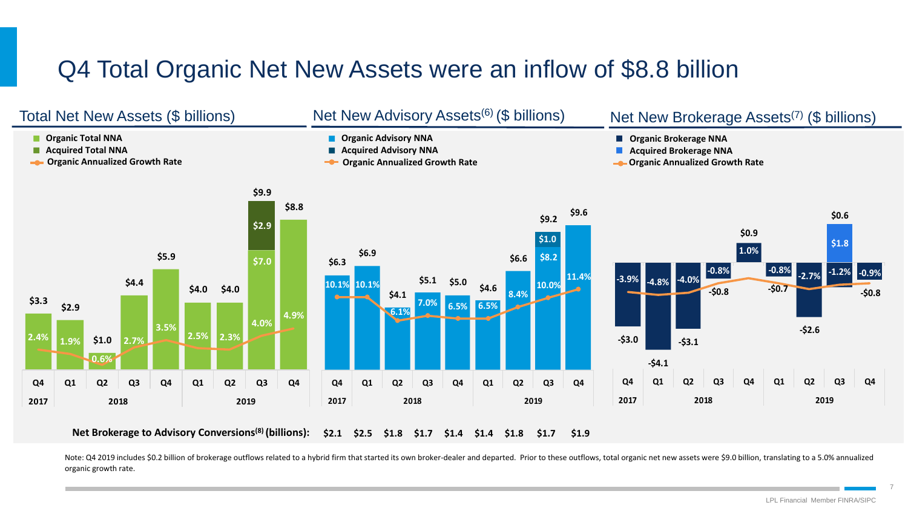# Q4 Total Organic Net New Assets were an inflow of $8.8 billion

## Total Net New Assets ($ billions)

| Period | Organic Total NNA | Acquired Total NNA | Total | Organic Annualized Growth Rate |
|---|---|---|---|---|
| Q4 2017 | $3.3 | | $3.3 | 2.4% |
| Q1 2018 | $2.9 | | $2.9 | 1.9% |
| Q2 2018 | $1.0 | | $1.0 | 0.6% |
| Q3 2018 | $4.4 | | $4.4 | 2.7% |
| Q4 2018 | $5.9 | | $5.9 | 3.5% |
| Q1 2019 | $4.0 | | $4.0 | 2.5% |
| Q2 2019 | $4.0 | | $4.0 | 2.3% |
| Q3 2019 | $7.0 | $2.9 | $9.9 | 4.0% |
| Q4 2019 | $8.8 | | $8.8 | 4.9% |

## Net New Advisory Assets[6] ($ billions)

| Period | Organic Advisory NNA | Acquired Advisory NNA | Total | Organic Annualized Growth Rate |
|---|---|---|---|---|
| Q4 2017 | $6.3 | | $6.3 | 10.1% |
| Q1 2018 | $6.9 | | $6.9 | 10.1% |
| Q2 2018 | $4.1 | | $4.1 | 6.1% |
| Q3 2018 | $5.1 | | $5.1 | 7.0% |
| Q4 2018 | $5.0 | | $5.0 | 6.5% |
| Q1 2019 | $4.6 | | $4.6 | 6.5% |
| Q2 2019 | $6.6 | | $6.6 | 8.4% |
| Q3 2019 | $8.2 | $1.0 | $9.2 | 10.0% |
| Q4 2019 | $9.6 | | $9.6 | 11.4% |

## Net New Brokerage Assets[7] ($ billions)

| Period | Organic Brokerage NNA | Acquired Brokerage NNA | Total | Organic Annualized Growth Rate |
|---|---|---|---|---|
| Q4 2017 | -$3.0 | | -$3.0 | -3.9% |
| Q1 2018 | -$4.1 | | -$4.1 | -4.8% |
| Q2 2018 | -$3.1 | | -$3.1 | -4.0% |
| Q3 2018 | -$0.8 | | -$0.8 | -0.8% |
| Q4 2018 | $0.9 | | $0.9 | 1.0% |
| Q1 2019 | -$0.7 | | -$0.7 | -0.8% |
| Q2 2019 | -$2.6 | | -$2.6 | -2.7% |
| Q3 2019 | | $1.8 | $0.6 | -1.2% |
| Q4 2019 | -$0.8 | | -$0.8 | -0.9% |

**Net Brokerage to Advisory Conversions[8] (billions):**

| Q4 2017 | Q1 2018 | Q2 2018 | Q3 2018 | Q4 2018 | Q1 2019 | Q2 2019 | Q3 2019 | Q4 2019 |
|---|---|---|---|---|---|---|---|---|
| $2.1 | $2.5 | $1.8 | $1.7 | $1.4 | $1.4 | $1.8 | $1.7 | $1.9 |

Note: Q4 2019 includes $0.2 billion of brokerage outflows related to a hybrid firm that started its own broker-dealer and departed. Prior to these outflows, total organic net new assets were $9.0 billion, translating to a 5.0% annualized organic growth rate.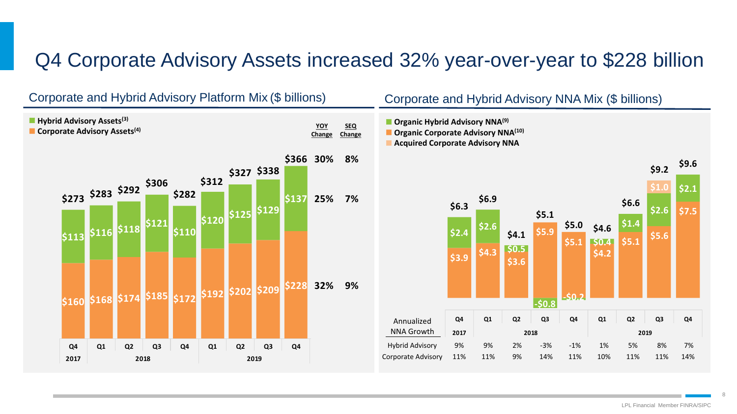# Q4 Corporate Advisory Assets increased 32% year-over-year to $228 billion

## Corporate and Hybrid Advisory Platform Mix ($ billions)

| | Q4 2017 | Q1 2018 | Q2 2018 | Q3 2018 | Q4 2018 | Q1 2019 | Q2 2019 | Q3 2019 | Q4 2019 | YOY Change | SEQ Change |
|---|---|---|---|---|---|---|---|---|---|---|---|
| Hybrid Advisory Assets[3] | $113 | $116 | $118 | $121 | $110 | $120 | $125 | $129 | $137 | 25% | 7% |
| Corporate Advisory Assets[4] | $160 | $168 | $174 | $185 | $172 | $192 | $202 | $209 | $228 | 32% | 9% |
| Total | $273 | $283 | $292 | $306 | $282 | $312 | $327 | $338 | $366 | 30% | 8% |

## Corporate and Hybrid Advisory NNA Mix ($ billions)

| | Q4 2017 | Q1 2018 | Q2 2018 | Q3 2018 | Q4 2018 | Q1 2019 | Q2 2019 | Q3 2019 | Q4 2019 |
|---|---|---|---|---|---|---|---|---|---|
| Organic Hybrid Advisory NNA[9] | $2.4 | $2.6 | $0.5 | -$0.8 | -$0.2 | $0.4 | $1.4 | $2.6 | $2.1 |
| Organic Corporate Advisory NNA[10] | $3.9 | $4.3 | $3.6 | $5.9 | $5.1 | $4.2 | $5.1 | $5.6 | $7.5 |
| Acquired Corporate Advisory NNA | | | | | | | | $1.0 | |
| Total | $6.3 | $6.9 | $4.1 | $5.1 | $5.0 | $4.6 | $6.6 | $9.2 | $9.6 |

| Annualized NNA Growth | Q4 2017 | Q1 2018 | Q2 2018 | Q3 2018 | Q4 2018 | Q1 2019 | Q2 2019 | Q3 2019 | Q4 2019 |
|---|---|---|---|---|---|---|---|---|---|
| Hybrid Advisory | 9% | 9% | 2% | -3% | -1% | 1% | 5% | 8% | 7% |
| Corporate Advisory | 11% | 11% | 9% | 14% | 11% | 10% | 11% | 11% | 14% |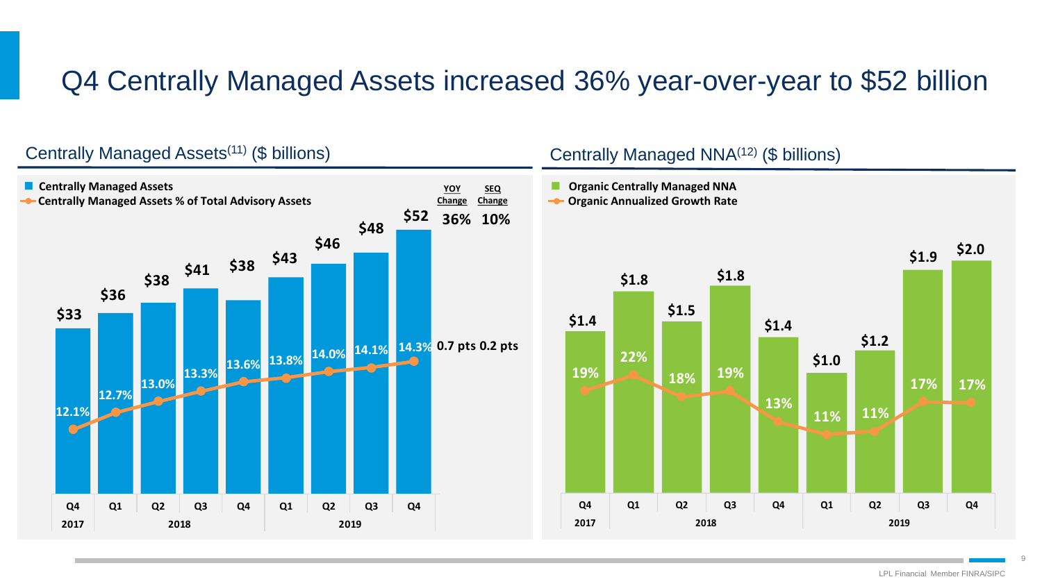# Q4 Centrally Managed Assets increased 36% year-over-year to $52 billion

## Centrally Managed Assets[11] ($ billions)

| | Q4 2017 | Q1 2018 | Q2 2018 | Q3 2018 | Q4 2018 | Q1 2019 | Q2 2019 | Q3 2019 | Q4 2019 | YOY Change | SEQ Change |
|---|---|---|---|---|---|---|---|---|---|---|---|
| Centrally Managed Assets | $33 | $36 | $38 | $41 | $38 | $43 | $46 | $48 | $52 | 36% | 10% |
| Centrally Managed Assets % of Total Advisory Assets | 12.1% | 12.7% | 13.0% | 13.3% | 13.6% | 13.8% | 14.0% | 14.1% | 14.3% | 0.7 pts | 0.2 pts |

## Centrally Managed NNA[12] ($ billions)

| | Q4 2017 | Q1 2018 | Q2 2018 | Q3 2018 | Q4 2018 | Q1 2019 | Q2 2019 | Q3 2019 | Q4 2019 |
|---|---|---|---|---|---|---|---|---|---|
| Organic Centrally Managed NNA | $1.4 | $1.8 | $1.5 | $1.8 | $1.4 | $1.0 | $1.2 | $1.9 | $2.0 |
| Organic Annualized Growth Rate | 19% | 22% | 18% | 19% | 13% | 11% | 11% | 17% | 17% |

LPL Financial Member FINRA/SIPC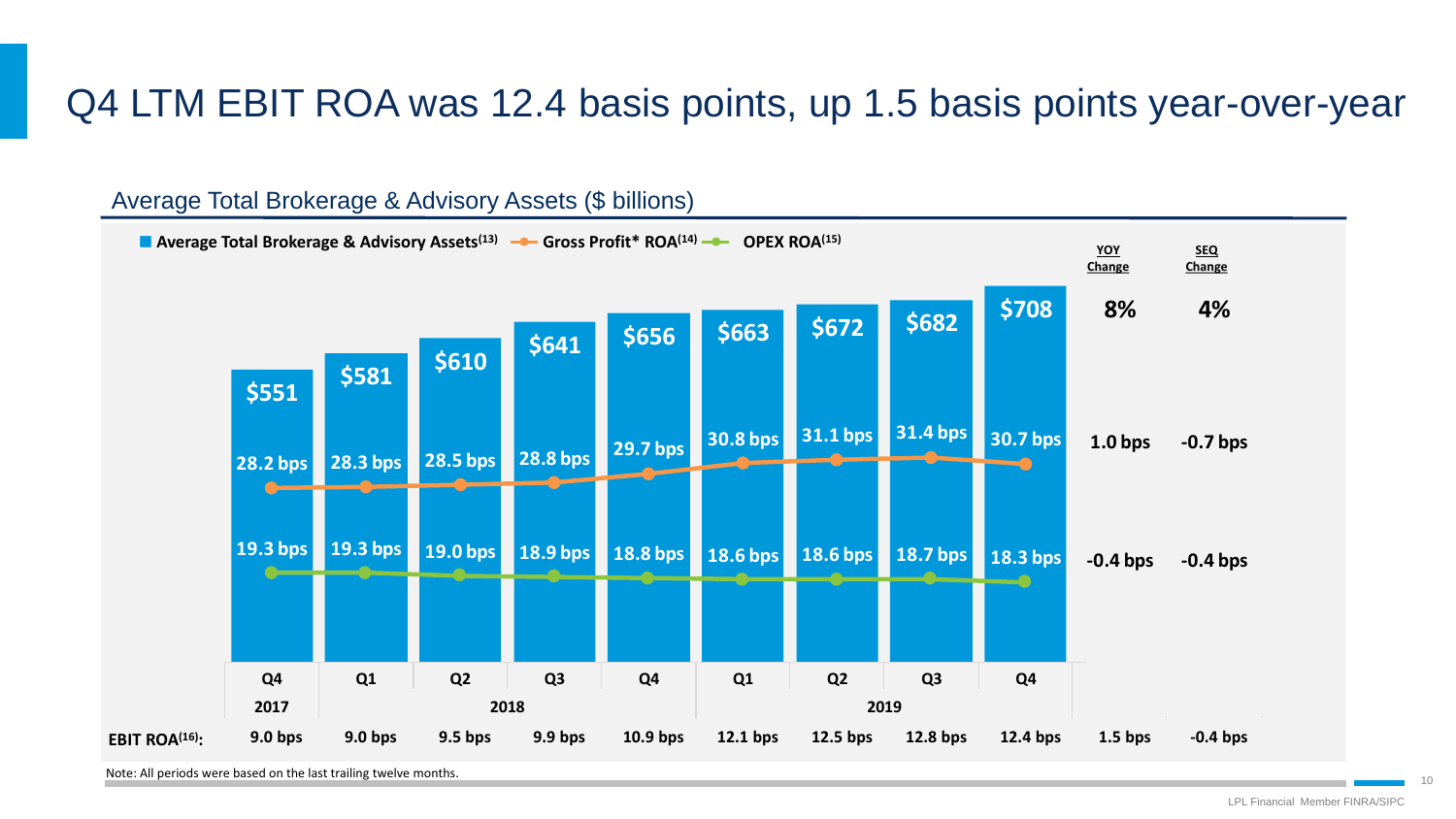# Q4 LTM EBIT ROA was 12.4 basis points, up 1.5 basis points year-over-year

## Average Total Brokerage & Advisory Assets ($ billions)

Legend: Average Total Brokerage & Advisory Assets[13] | Gross Profit* ROA[14] | OPEX ROA[15]

| | Q4 2017 | Q1 2018 | Q2 2018 | Q3 2018 | Q4 2018 | Q1 2019 | Q2 2019 | Q3 2019 | Q4 2019 | YOY Change | SEQ Change |
|---|---|---|---|---|---|---|---|---|---|---|---|
| Average Total Brokerage & Advisory Assets | $551 | $581 | $610 | $641 | $656 | $663 | $672 | $682 | $708 | 8% | 4% |
| Gross Profit* ROA | 28.2 bps | 28.3 bps | 28.5 bps | 28.8 bps | 29.7 bps | 30.8 bps | 31.1 bps | 31.4 bps | 30.7 bps | 1.0 bps | -0.7 bps |
| OPEX ROA | 19.3 bps | 19.3 bps | 19.0 bps | 18.9 bps | 18.8 bps | 18.6 bps | 18.6 bps | 18.7 bps | 18.3 bps | -0.4 bps | -0.4 bps |
| EBIT ROA[16]: | 9.0 bps | 9.0 bps | 9.5 bps | 9.9 bps | 10.9 bps | 12.1 bps | 12.5 bps | 12.8 bps | 12.4 bps | 1.5 bps | -0.4 bps |

Note: All periods were based on the last trailing twelve months.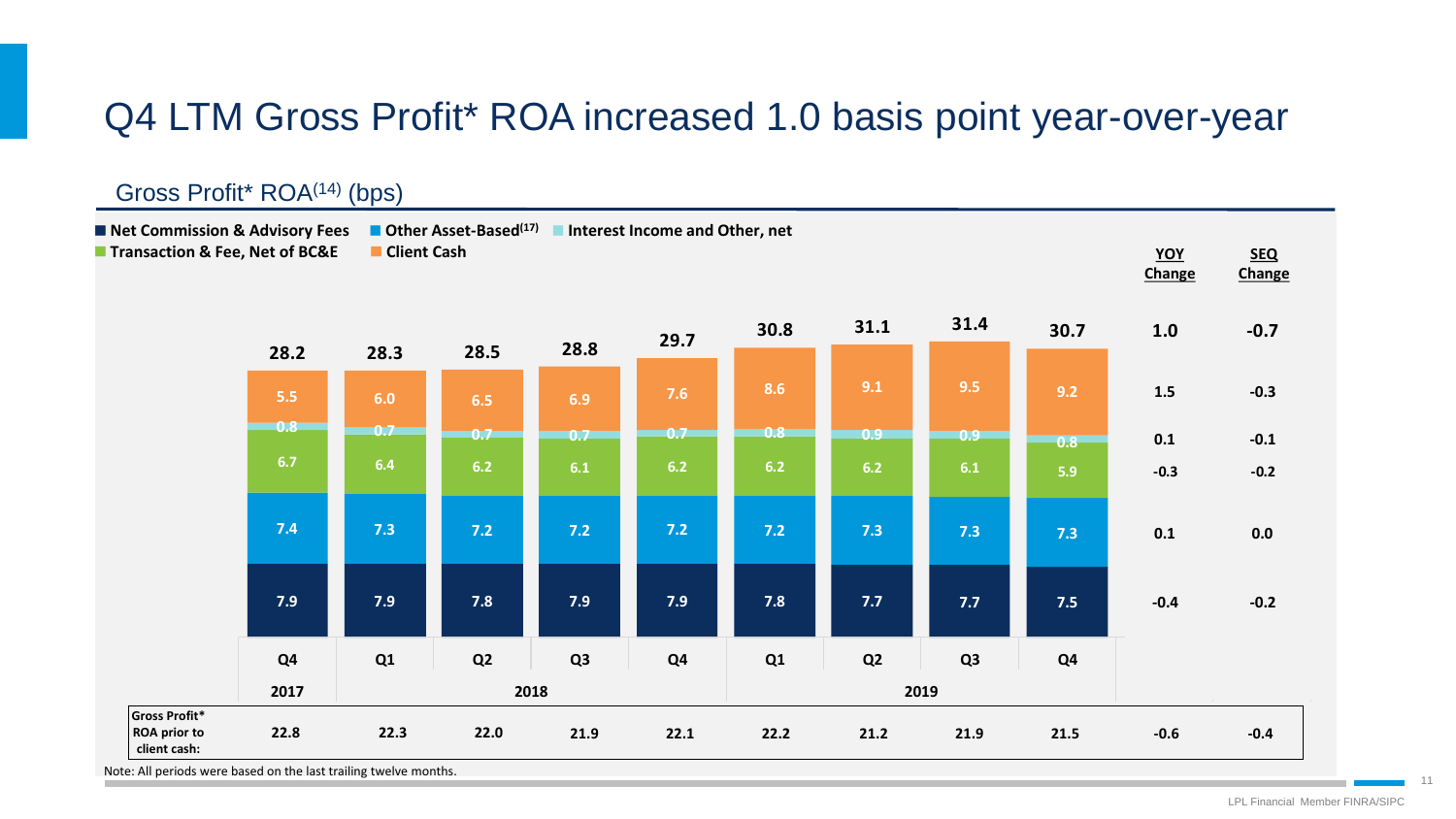# Q4 LTM Gross Profit* ROA increased 1.0 basis point year-over-year

## Gross Profit* ROA[14] (bps)

| | Q4 2017 | Q1 2018 | Q2 2018 | Q3 2018 | Q4 2018 | Q1 2019 | Q2 2019 | Q3 2019 | Q4 2019 | YOY Change | SEQ Change |
|---|---|---|---|---|---|---|---|---|---|---|---|
| **Total** | **28.2** | **28.3** | **28.5** | **28.8** | **29.7** | **30.8** | **31.1** | **31.4** | **30.7** | **1.0** | **-0.7** |
| Client Cash | 5.5 | 6.0 | 6.5 | 6.9 | 7.6 | 8.6 | 9.1 | 9.5 | 9.2 | 1.5 | -0.3 |
| Interest Income and Other, net | 0.8 | 0.7 | 0.7 | 0.7 | 0.7 | 0.8 | 0.9 | 0.9 | 0.8 | 0.1 | -0.1 |
| Transaction & Fee, Net of BC&E | 6.7 | 6.4 | 6.2 | 6.1 | 6.2 | 6.2 | 6.2 | 6.1 | 5.9 | -0.3 | -0.2 |
| Other Asset-Based[17] | 7.4 | 7.3 | 7.2 | 7.2 | 7.2 | 7.2 | 7.3 | 7.3 | 7.3 | 0.1 | 0.0 |
| Net Commission & Advisory Fees | 7.9 | 7.9 | 7.8 | 7.9 | 7.9 | 7.8 | 7.7 | 7.7 | 7.5 | -0.4 | -0.2 |
| **Gross Profit* ROA prior to client cash:** | **22.8** | **22.3** | **22.0** | **21.9** | **22.1** | **22.2** | **21.2** | **21.9** | **21.5** | **-0.6** | **-0.4** |

Note: All periods were based on the last trailing twelve months.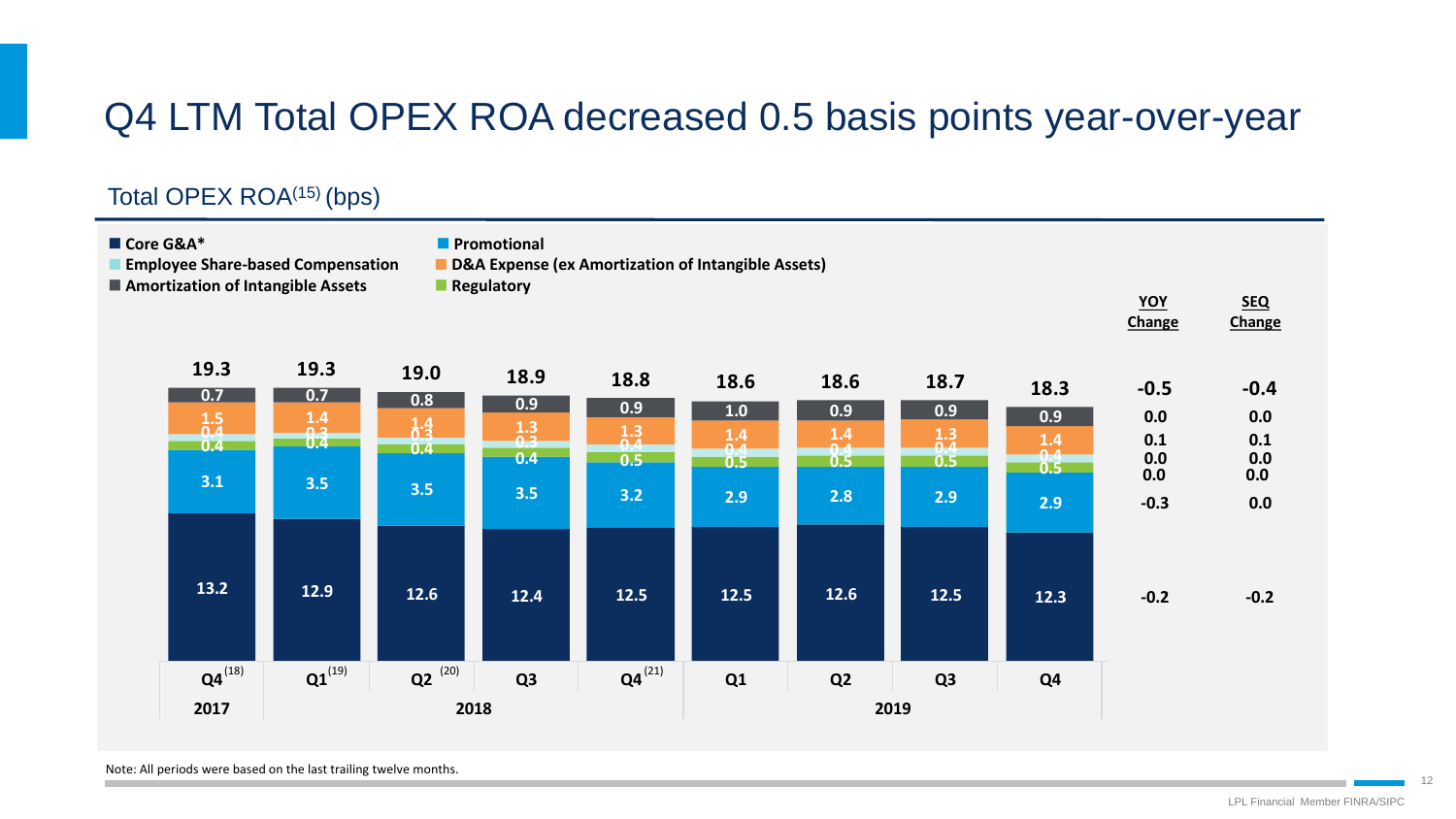# Q4 LTM Total OPEX ROA decreased 0.5 basis points year-over-year

## Total OPEX ROA[15] (bps)

| | Q4[18] 2017 | Q1[19] 2018 | Q2[20] 2018 | Q3 2018 | Q4[21] 2018 | Q1 2019 | Q2 2019 | Q3 2019 | Q4 2019 | YOY Change | SEQ Change |
|---|---|---|---|---|---|---|---|---|---|---|---|
| **Total** | **19.3** | **19.3** | **19.0** | **18.9** | **18.8** | **18.6** | **18.6** | **18.7** | **18.3** | **-0.5** | **-0.4** |
| Amortization of Intangible Assets | 0.7 | 0.7 | 0.8 | 0.9 | 0.9 | 1.0 | 0.9 | 0.9 | 0.9 | 0.0 | 0.0 |
| D&A Expense (ex Amortization of Intangible Assets) | 1.5 | 1.4 | 1.4 | 1.3 | 1.3 | 1.4 | 1.4 | 1.3 | 1.4 | 0.1 | 0.1 |
| Employee Share-based Compensation | 0.4 | 0.3 | 0.3 | 0.3 | 0.4 | 0.4 | 0.4 | 0.4 | 0.4 | 0.0 | 0.0 |
| Regulatory | 0.4 | 0.4 | 0.4 | 0.4 | 0.5 | 0.5 | 0.5 | 0.5 | 0.5 | 0.0 | 0.0 |
| Promotional | 3.1 | 3.5 | 3.5 | 3.5 | 3.2 | 2.9 | 2.8 | 2.9 | 2.9 | -0.3 | 0.0 |
| Core G&A* | 13.2 | 12.9 | 12.6 | 12.4 | 12.5 | 12.5 | 12.6 | 12.5 | 12.3 | -0.2 | -0.2 |

Note: All periods were based on the last trailing twelve months.

LPL Financial Member FINRA/SIPC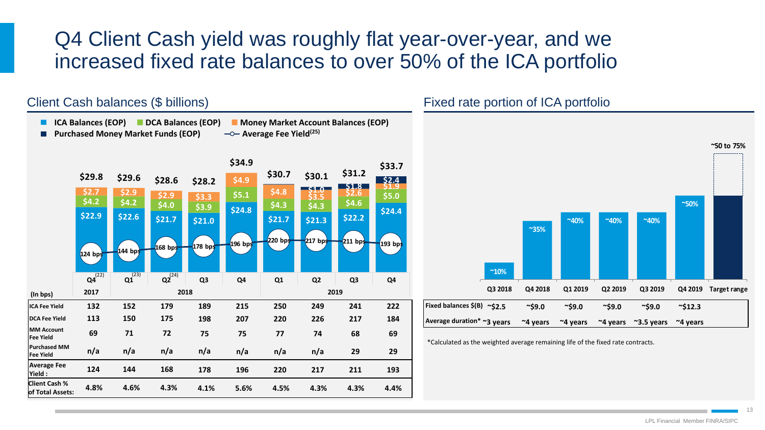# Q4 Client Cash yield was roughly flat year-over-year, and we increased fixed rate balances to over 50% of the ICA portfolio

## Client Cash balances ($ billions)

- ICA Balances (EOP)
- DCA Balances (EOP)
- Money Market Account Balances (EOP)
- Purchased Money Market Funds (EOP)
- Average Fee Yield[25]

| | Q4[22] 2017 | Q1[23] 2018 | Q2[24] 2018 | Q3 2018 | Q4 2018 | Q1 2019 | Q2 2019 | Q3 2019 | Q4 2019 |
|---|---|---|---|---|---|---|---|---|---|
| Total Client Cash | $29.8 | $29.6 | $28.6 | $28.2 | $34.9 | $30.7 | $30.1 | $31.2 | $33.7 |
| Purchased Money Market Funds | | | | | | | $1.0 | $1.8 | $2.4 |
| Money Market Account Balances | $2.7 | $2.9 | $2.9 | $3.3 | $4.9 | $4.8 | $3.5 | $2.6 | $1.9 |
| DCA Balances | $4.2 | $4.2 | $4.0 | $3.9 | $5.1 | $4.3 | $4.3 | $4.6 | $5.0 |
| ICA Balances | $22.9 | $22.6 | $21.7 | $21.0 | $24.8 | $21.7 | $21.3 | $22.2 | $24.4 |
| Average Fee Yield | 124 bps | 144 bps | 168 bps | 178 bps | 196 bps | 220 bps | 217 bps | 211 bps | 193 bps |

| (In bps) | Q4 2017 | Q1 2018 | Q2 2018 | Q3 2018 | Q4 2018 | Q1 2019 | Q2 2019 | Q3 2019 | Q4 2019 |
|---|---|---|---|---|---|---|---|---|---|
| ICA Fee Yield | 132 | 152 | 179 | 189 | 215 | 250 | 249 | 241 | 222 |
| DCA Fee Yield | 113 | 150 | 175 | 198 | 207 | 220 | 226 | 217 | 184 |
| MM Account Fee Yield | 69 | 71 | 72 | 75 | 75 | 77 | 74 | 68 | 69 |
| Purchased MM Fee Yield | n/a | n/a | n/a | n/a | n/a | n/a | n/a | 29 | 29 |
| Average Fee Yield : | 124 | 144 | 168 | 178 | 196 | 220 | 217 | 211 | 193 |
| Client Cash % of Total Assets: | 4.8% | 4.6% | 4.3% | 4.1% | 5.6% | 4.5% | 4.3% | 4.3% | 4.4% |

## Fixed rate portion of ICA portfolio

| | Q3 2018 | Q4 2018 | Q1 2019 | Q2 2019 | Q3 2019 | Q4 2019 | Target range |
|---|---|---|---|---|---|---|---|
| Fixed rate portion | ~10% | ~35% | ~40% | ~40% | ~40% | ~50% | ~50 to 75% |
| Fixed balances $(B) | ~$2.5 | ~$9.0 | ~$9.0 | ~$9.0 | ~$9.0 | ~$12.3 | |
| Average duration* | ~3 years | ~4 years | ~4 years | ~4 years | ~3.5 years | ~4 years | |

*Calculated as the weighted average remaining life of the fixed rate contracts.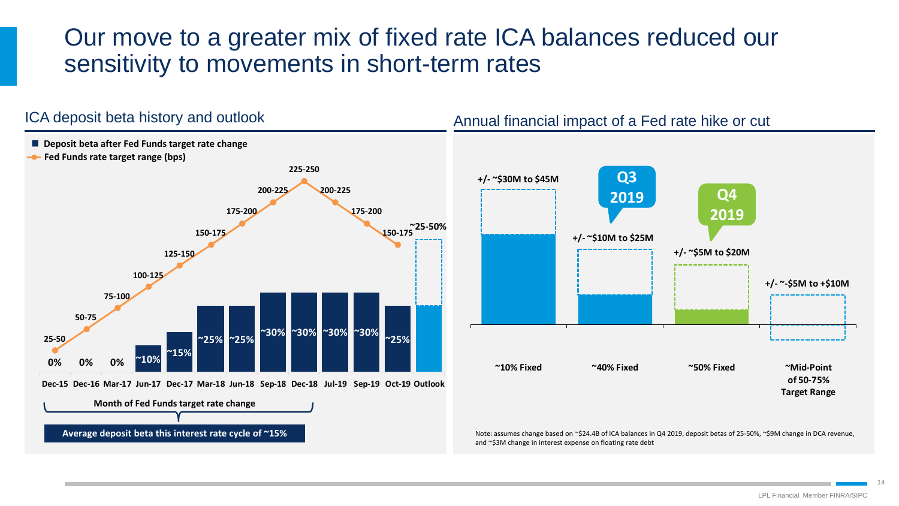# Our move to a greater mix of fixed rate ICA balances reduced our sensitivity to movements in short-term rates

## ICA deposit beta history and outlook

- **Deposit beta after Fed Funds target rate change**
- **Fed Funds rate target range (bps)**

| Month of Fed Funds target rate change | Fed Funds rate target range (bps) | Deposit beta after Fed Funds target rate change |
|---|---|---|
| Dec-15 | 25-50 | 0% |
| Dec-16 | 50-75 | 0% |
| Mar-17 | 75-100 | 0% |
| Jun-17 | 100-125 | ~10% |
| Dec-17 | 125-150 | ~15% |
| Mar-18 | 150-175 | ~25% |
| Jun-18 | 175-200 | ~25% |
| Sep-18 | 200-225 | ~30% |
| Dec-18 | 225-250 | ~30% |
| Jul-19 | 200-225 | ~30% |
| Sep-19 | 175-200 | ~30% |
| Oct-19 | 150-175 | ~25% |
| Outlook | | ~25-50% |

**Average deposit beta this interest rate cycle of ~15%**

## Annual financial impact of a Fed rate hike or cut

| Fixed mix | Annual financial impact |
|---|---|
| ~10% Fixed | +/- ~$30M to $45M |
| ~40% Fixed (Q3 2019) | +/- ~$10M to $25M |
| ~50% Fixed (Q4 2019) | +/- ~$5M to $20M |
| ~Mid-Point of 50-75% Target Range | +/- ~-$5M to +$10M |

Note: assumes change based on ~$24.4B of ICA balances in Q4 2019, deposit betas of 25-50%, ~$9M change in DCA revenue, and ~$3M change in interest expense on floating rate debt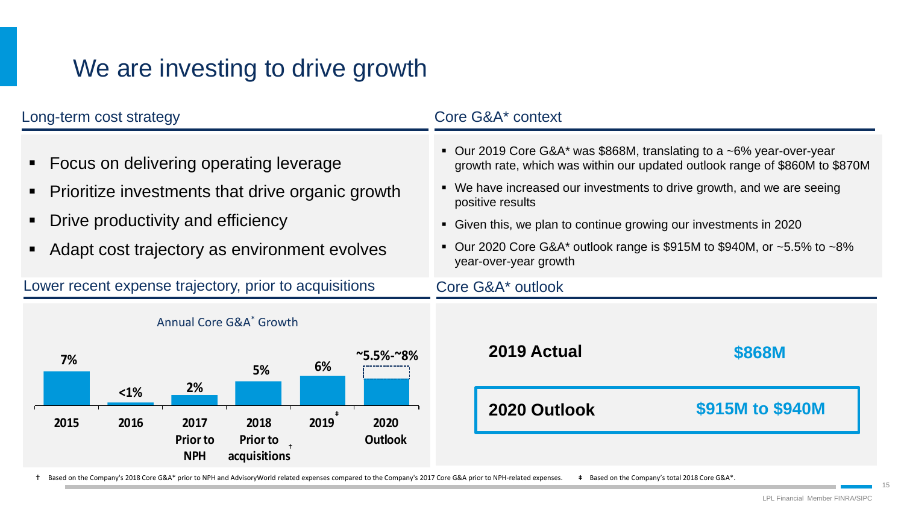# We are investing to drive growth

## Long-term cost strategy

- Focus on delivering operating leverage
- Prioritize investments that drive organic growth
- Drive productivity and efficiency
- Adapt cost trajectory as environment evolves

## Core G&A* context

- Our 2019 Core G&A* was $868M, translating to a ~6% year-over-year growth rate, which was within our updated outlook range of $860M to $870M
- We have increased our investments to drive growth, and we are seeing positive results
- Given this, we plan to continue growing our investments in 2020
- Our 2020 Core G&A* outlook range is $915M to $940M, or ~5.5% to ~8% year-over-year growth

## Lower recent expense trajectory, prior to acquisitions

Annual Core G&A* Growth

| 2015 | 2016 | 2017 Prior to NPH | 2018 Prior to acquisitions† | 2019‡ | 2020 Outlook |
|---|---|---|---|---|---|
| 7% | <1% | 2% | 5% | 6% | ~5.5%-~8% |

## Core G&A* outlook

| | |
|---|---|
| **2019 Actual** | **$868M** |
| **2020 Outlook** | **$915M to $940M** |

† Based on the Company's 2018 Core G&A* prior to NPH and AdvisoryWorld related expenses compared to the Company's 2017 Core G&A prior to NPH-related expenses. ‡ Based on the Company's total 2018 Core G&A*.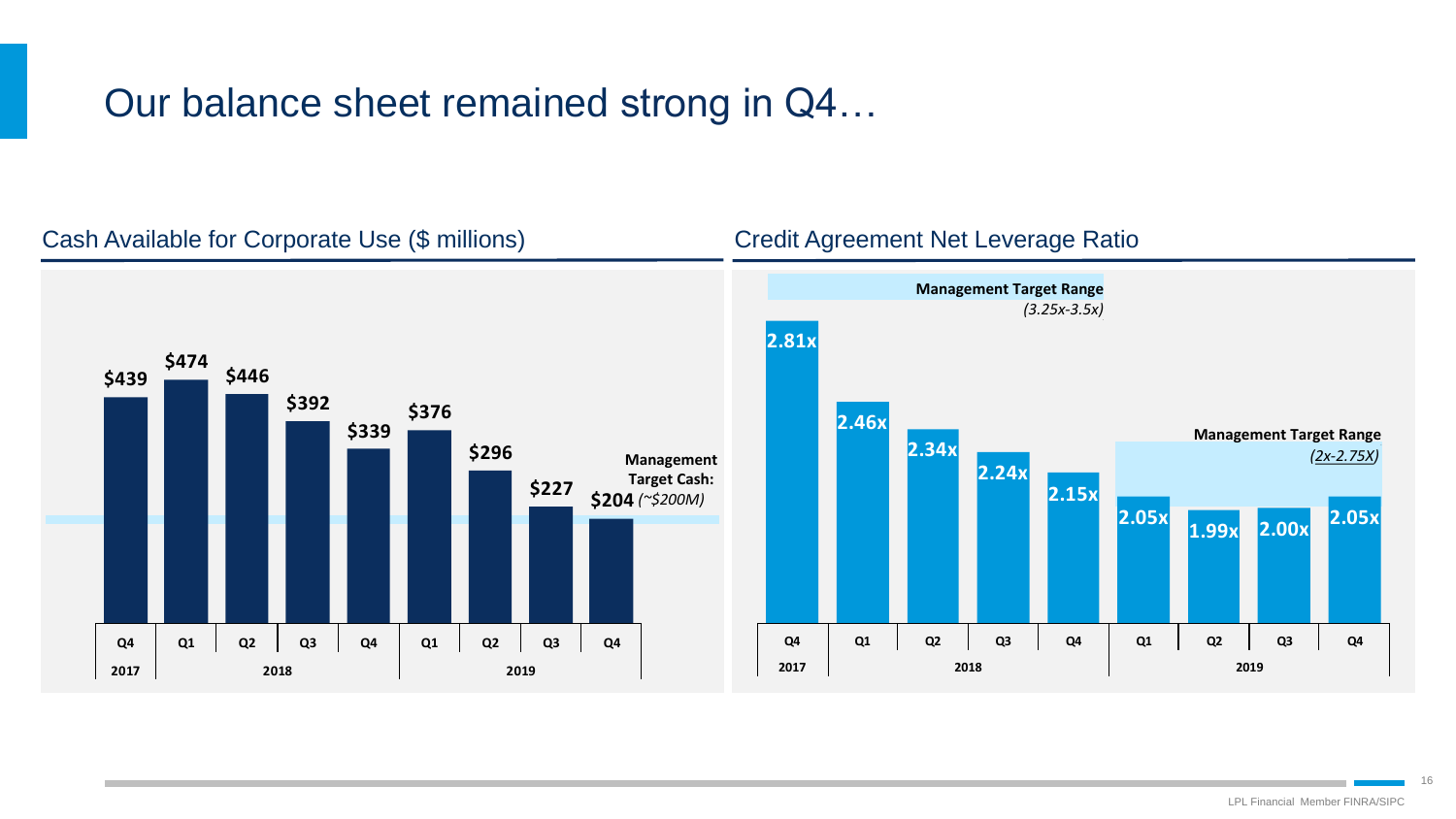# Our balance sheet remained strong in Q4…

## Cash Available for Corporate Use ($ millions)

| Year | Quarter | Cash Available for Corporate Use |
|---|---|---|
| 2017 | Q4 | $439 |
| 2018 | Q1 | $474 |
| 2018 | Q2 | $446 |
| 2018 | Q3 | $392 |
| 2018 | Q4 | $339 |
| 2019 | Q1 | $376 |
| 2019 | Q2 | $296 |
| 2019 | Q3 | $227 |
| 2019 | Q4 | $204 |

**Management Target Cash:** *(~$200M)*

## Credit Agreement Net Leverage Ratio

| Year | Quarter | Net Leverage Ratio |
|---|---|---|
| 2017 | Q4 | 2.81x |
| 2018 | Q1 | 2.46x |
| 2018 | Q2 | 2.34x |
| 2018 | Q3 | 2.24x |
| 2018 | Q4 | 2.15x |
| 2019 | Q1 | 2.05x |
| 2019 | Q2 | 1.99x |
| 2019 | Q3 | 2.00x |
| 2019 | Q4 | 2.05x |

**Management Target Range** *(3.25x-3.5x)*

**Management Target Range** *(2x-2.75X)*

LPL Financial Member FINRA/SIPC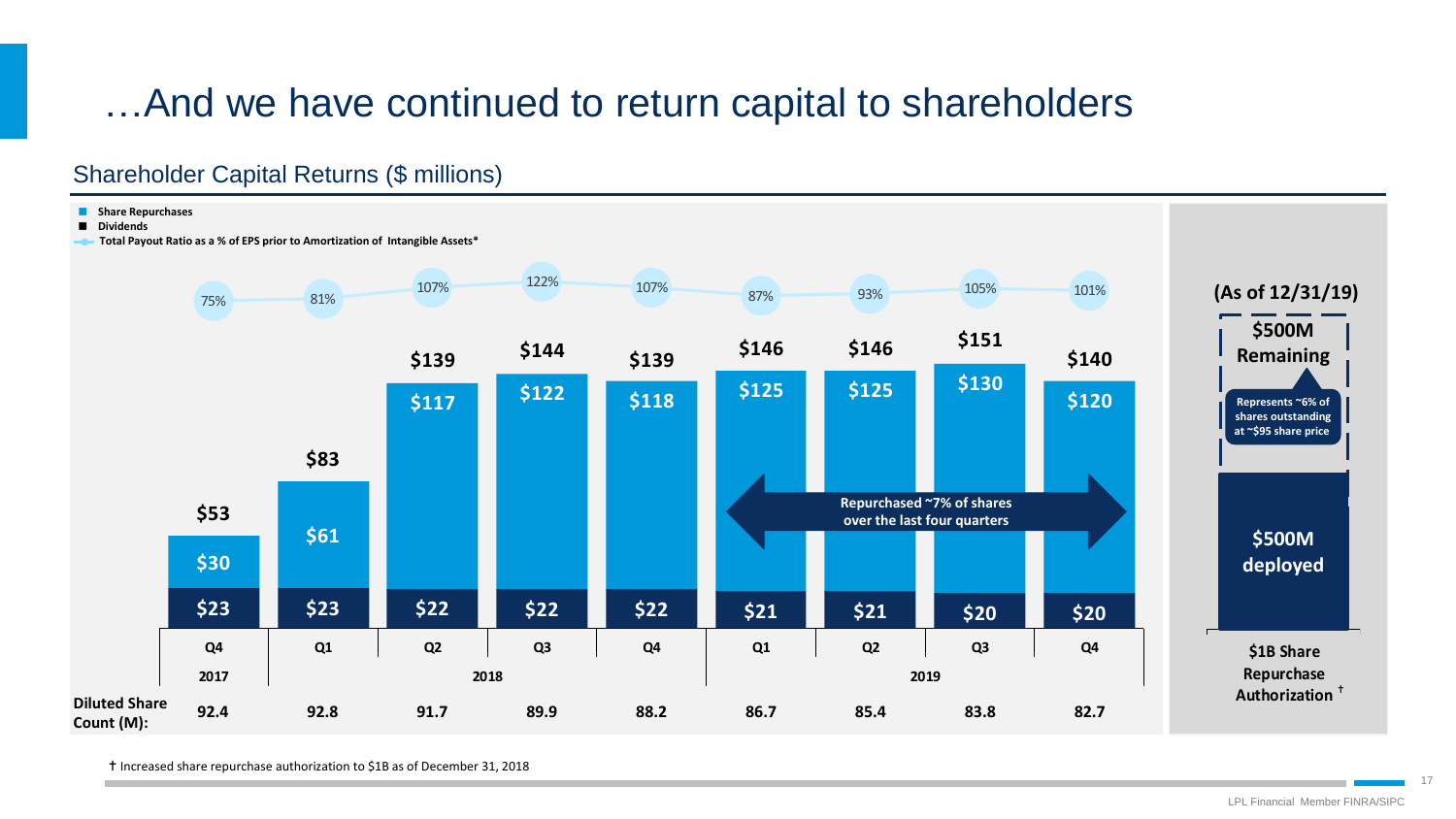# …And we have continued to return capital to shareholders

## Shareholder Capital Returns ($ millions)

- Share Repurchases
- Dividends
- Total Payout Ratio as a % of EPS prior to Amortization of Intangible Assets*

| | Q4 2017 | Q1 2018 | Q2 2018 | Q3 2018 | Q4 2018 | Q1 2019 | Q2 2019 | Q3 2019 | Q4 2019 |
|---|---|---|---|---|---|---|---|---|---|
| Total Payout Ratio | 75% | 81% | 107% | 122% | 107% | 87% | 93% | 105% | 101% |
| Total | $53 | $83 | $139 | $144 | $139 | $146 | $146 | $151 | $140 |
| Share Repurchases | $30 | $61 | $117 | $122 | $118 | $125 | $125 | $130 | $120 |
| Dividends | $23 | $23 | $22 | $22 | $22 | $21 | $21 | $20 | $20 |
| Diluted Share Count (M): | 92.4 | 92.8 | 91.7 | 89.9 | 88.2 | 86.7 | 85.4 | 83.8 | 82.7 |

Repurchased ~7% of shares over the last four quarters

**(As of 12/31/19)**

**$500M Remaining**

Represents ~6% of shares outstanding at ~$95 share price

**$500M deployed**

**$1B Share Repurchase Authorization** †

† Increased share repurchase authorization to $1B as of December 31, 2018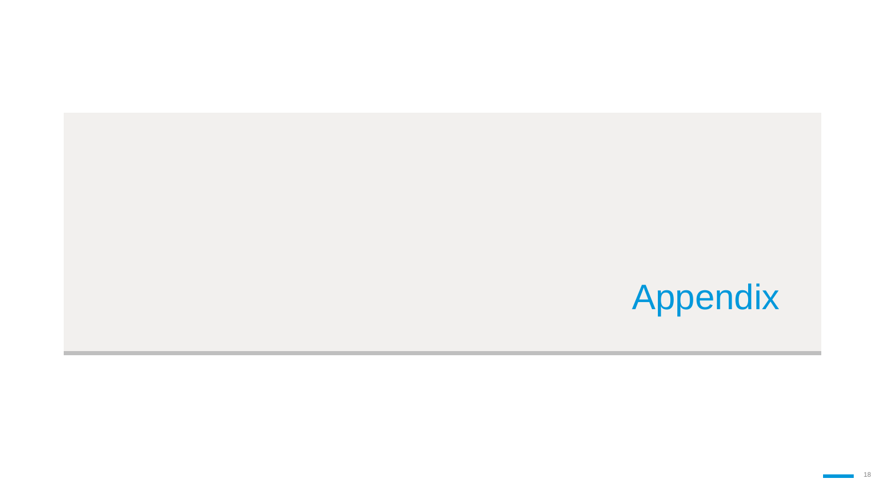# Appendix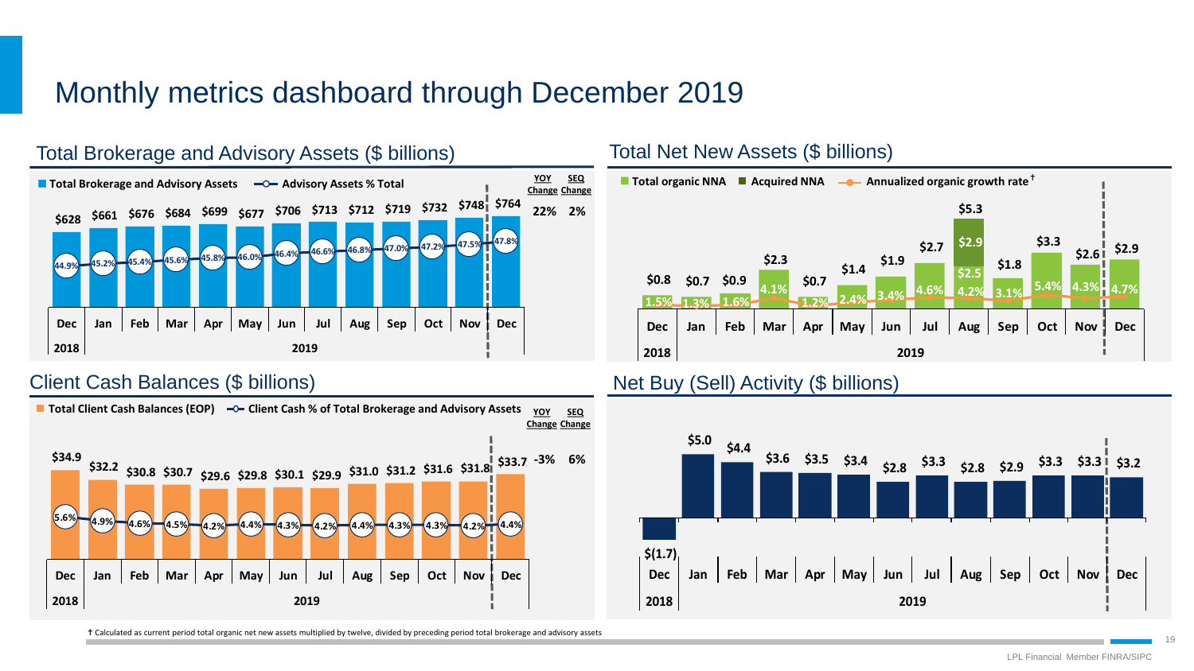# Monthly metrics dashboard through December 2019

## Total Brokerage and Advisory Assets ($ billions)

| | Dec 2018 | Jan 2019 | Feb | Mar | Apr | May | Jun | Jul | Aug | Sep | Oct | Nov | Dec | YOY Change | SEQ Change |
|---|---|---|---|---|---|---|---|---|---|---|---|---|---|---|---|
| Total Brokerage and Advisory Assets | $628 | $661 | $676 | $684 | $699 | $677 | $706 | $713 | $712 | $719 | $732 | $748 | $764 | 22% | 2% |
| Advisory Assets % Total | 44.9% | 45.2% | 45.4% | 45.6% | 45.8% | 46.0% | 46.4% | 46.6% | 46.8% | 47.0% | 47.2% | 47.5% | 47.8% | | |

## Total Net New Assets ($ billions)

| | Dec 2018 | Jan 2019 | Feb | Mar | Apr | May | Jun | Jul | Aug | Sep | Oct | Nov | Dec |
|---|---|---|---|---|---|---|---|---|---|---|---|---|---|
| Total NNA | $0.8 | $0.7 | $0.9 | $2.3 | $0.7 | $1.4 | $1.9 | $2.7 | $5.3 | $1.8 | $3.3 | $2.6 | $2.9 |
| Total organic NNA | | | | | | | | | $2.5 | | | | |
| Acquired NNA | | | | | | | | | $2.9 | | | | |
| Annualized organic growth rate† | 1.5% | 1.3% | 1.6% | 4.1% | 1.2% | 2.4% | 3.4% | 4.6% | 4.2% | 3.1% | 5.4% | 4.3% | 4.7% |

## Client Cash Balances ($ billions)

| | Dec 2018 | Jan 2019 | Feb | Mar | Apr | May | Jun | Jul | Aug | Sep | Oct | Nov | Dec | YOY Change | SEQ Change |
|---|---|---|---|---|---|---|---|---|---|---|---|---|---|---|---|
| Total Client Cash Balances (EOP) | $34.9 | $32.2 | $30.8 | $30.7 | $29.6 | $29.8 | $30.1 | $29.9 | $31.0 | $31.2 | $31.6 | $31.8 | $33.7 | -3% | 6% |
| Client Cash % of Total Brokerage and Advisory Assets | 5.6% | 4.9% | 4.6% | 4.5% | 4.2% | 4.4% | 4.3% | 4.2% | 4.4% | 4.3% | 4.3% | 4.2% | 4.4% | | |

## Net Buy (Sell) Activity ($ billions)

| Dec 2018 | Jan 2019 | Feb | Mar | Apr | May | Jun | Jul | Aug | Sep | Oct | Nov | Dec |
|---|---|---|---|---|---|---|---|---|---|---|---|---|
| $(1.7) | $5.0 | $4.4 | $3.6 | $3.5 | $3.4 | $2.8 | $3.3 | $2.8 | $2.9 | $3.3 | $3.3 | $3.2 |

† Calculated as current period total organic net new assets multiplied by twelve, divided by preceding period total brokerage and advisory assets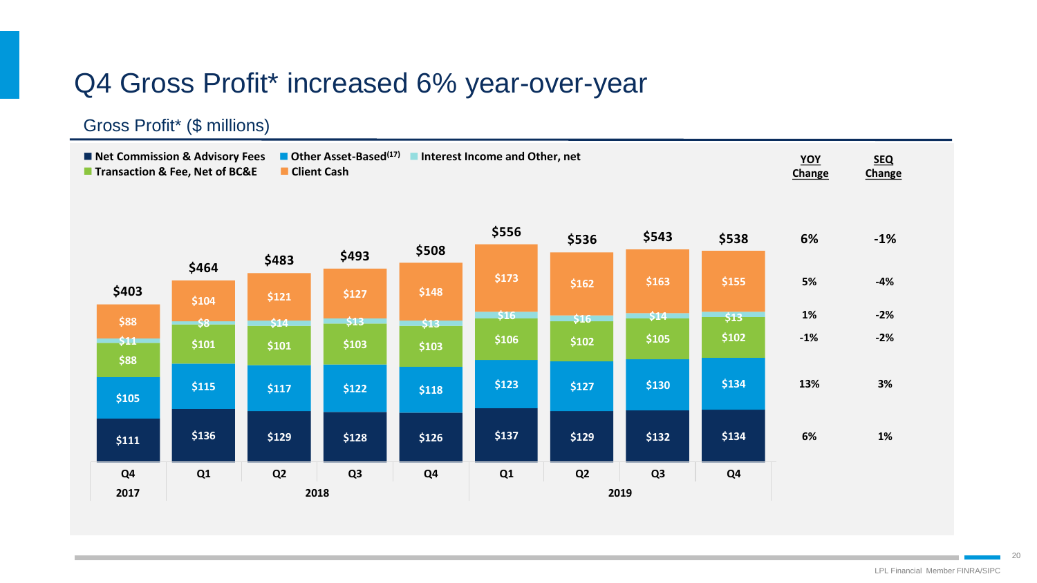# Q4 Gross Profit* increased 6% year-over-year

## Gross Profit* ($ millions)

| | Q4 2017 | Q1 2018 | Q2 2018 | Q3 2018 | Q4 2018 | Q1 2019 | Q2 2019 | Q3 2019 | Q4 2019 | YOY Change | SEQ Change |
|---|---|---|---|---|---|---|---|---|---|---|---|
| Gross Profit* (Total) | $403 | $464 | $483 | $493 | $508 | $556 | $536 | $543 | $538 | 6% | -1% |
| Client Cash | $88 | $104 | $121 | $127 | $148 | $173 | $162 | $163 | $155 | 5% | -4% |
| Interest Income and Other, net | $11 | $8 | $14 | $13 | $13 | $16 | $16 | $14 | $13 | 1% | -2% |
| Transaction & Fee, Net of BC&E | $88 | $101 | $101 | $103 | $103 | $106 | $102 | $105 | $102 | -1% | -2% |
| Other Asset-Based[17] | $105 | $115 | $117 | $122 | $118 | $123 | $127 | $130 | $134 | 13% | 3% |
| Net Commission & Advisory Fees | $111 | $136 | $129 | $128 | $126 | $137 | $129 | $132 | $134 | 6% | 1% |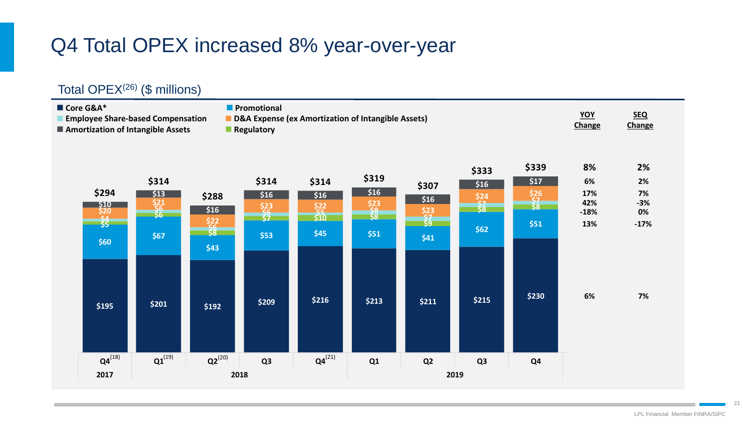# Q4 Total OPEX increased 8% year-over-year

## Total OPEX[26] ($ millions)

| | Q4[18] 2017 | Q1[19] 2018 | Q2[20] 2018 | Q3 2018 | Q4[21] 2018 | Q1 2019 | Q2 2019 | Q3 2019 | Q4 2019 | YOY Change | SEQ Change |
|---|---|---|---|---|---|---|---|---|---|---|---|
| **Total** | $294 | $314 | $288 | $314 | $314 | $319 | $307 | $333 | $339 | 8% | 2% |
| Amortization of Intangible Assets | $10 | $13 | $16 | $16 | $16 | $16 | $16 | $16 | $17 | 6% | 2% |
| D&A Expense (ex Amortization of Intangible Assets) | $20 | $21 | $22 | $23 | $22 | $23 | $23 | $24 | $26 | 17% | 7% |
| Employee Share-based Compensation | $4 | $6 | $6 | $6 | $5 | $8 | $7 | $7 | $7 | 42% | -3% |
| Regulatory | $5 | $6 | $8 | $7 | $10 | $8 | $9 | $8 | $8 | -18% | 0% |
| Promotional | $60 | $67 | $43 | $53 | $45 | $51 | $41 | $62 | $51 | 13% | -17% |
| Core G&A* | $195 | $201 | $192 | $209 | $216 | $213 | $211 | $215 | $230 | 6% | 7% |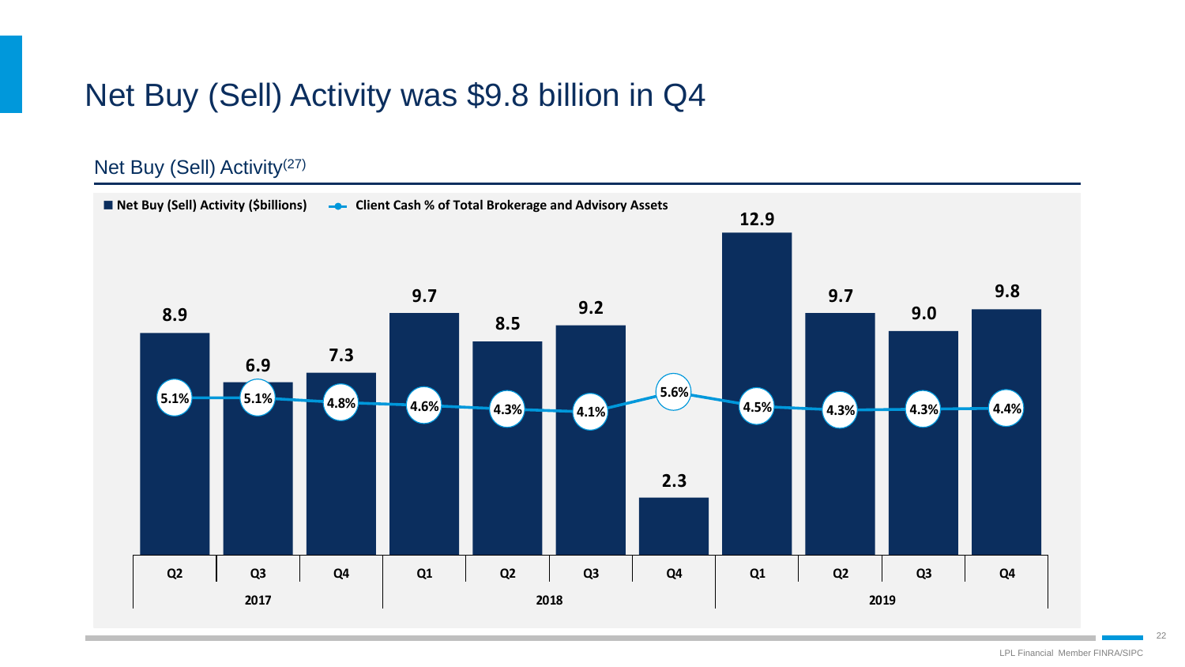# Net Buy (Sell) Activity was $9.8 billion in Q4

## Net Buy (Sell) Activity[27]

| Year | Quarter | Net Buy (Sell) Activity ($billions) | Client Cash % of Total Brokerage and Advisory Assets |
|---|---|---|---|
| 2017 | Q2 | 8.9 | 5.1% |
| 2017 | Q3 | 6.9 | 5.1% |
| 2017 | Q4 | 7.3 | 4.8% |
| 2018 | Q1 | 9.7 | 4.6% |
| 2018 | Q2 | 8.5 | 4.3% |
| 2018 | Q3 | 9.2 | 4.1% |
| 2018 | Q4 | 2.3 | 5.6% |
| 2019 | Q1 | 12.9 | 4.5% |
| 2019 | Q2 | 9.7 | 4.3% |
| 2019 | Q3 | 9.0 | 4.3% |
| 2019 | Q4 | 9.8 | 4.4% |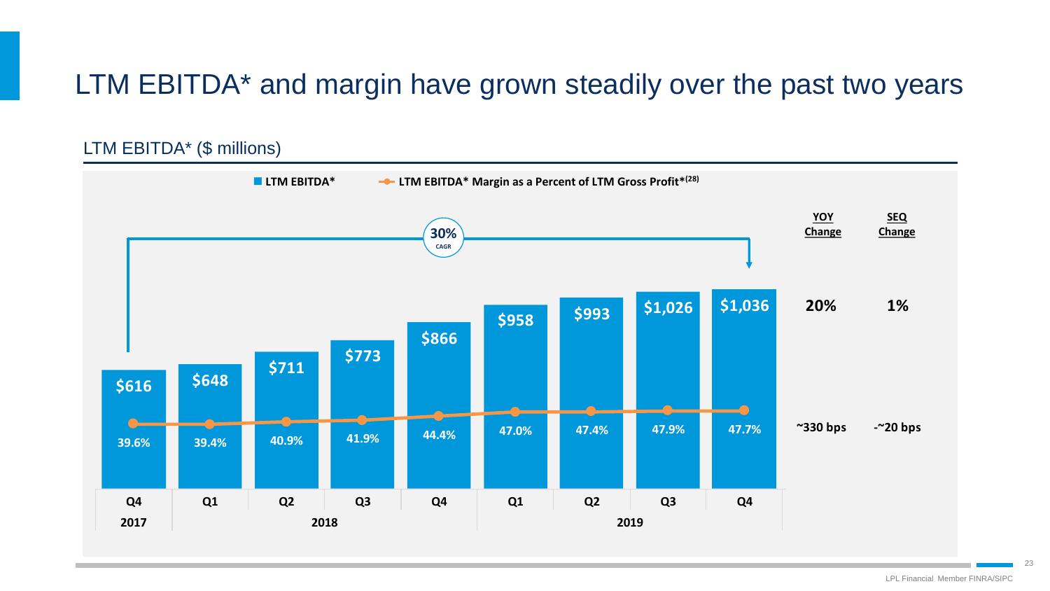# LTM EBITDA* and margin have grown steadily over the past two years

## LTM EBITDA* ($ millions)

■ LTM EBITDA*   —●— LTM EBITDA* Margin as a Percent of LTM Gross Profit*[28]

30% CAGR

| | Q4 2017 | Q1 2018 | Q2 2018 | Q3 2018 | Q4 2018 | Q1 2019 | Q2 2019 | Q3 2019 | Q4 2019 | YOY Change | SEQ Change |
|---|---|---|---|---|---|---|---|---|---|---|---|
| LTM EBITDA* | $616 | $648 | $711 | $773 | $866 | $958 | $993 | $1,026 | $1,036 | 20% | 1% |
| LTM EBITDA* Margin as a Percent of LTM Gross Profit* | 39.6% | 39.4% | 40.9% | 41.9% | 44.4% | 47.0% | 47.4% | 47.9% | 47.7% | ~330 bps | -~20 bps |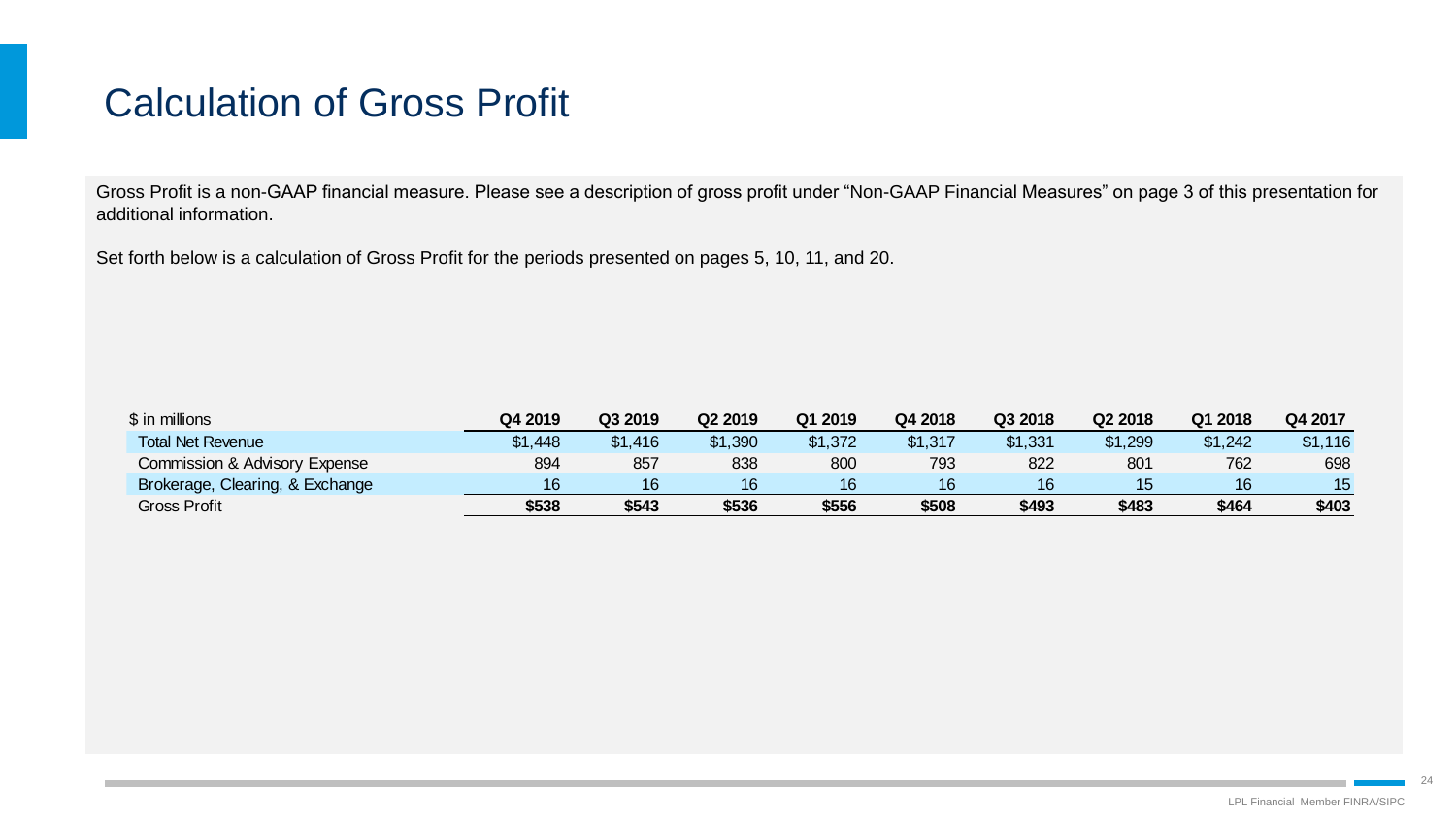# Calculation of Gross Profit

Gross Profit is a non-GAAP financial measure. Please see a description of gross profit under "Non-GAAP Financial Measures" on page 3 of this presentation for additional information.

Set forth below is a calculation of Gross Profit for the periods presented on pages 5, 10, 11, and 20.

| $ in millions | Q4 2019 | Q3 2019 | Q2 2019 | Q1 2019 | Q4 2018 | Q3 2018 | Q2 2018 | Q1 2018 | Q4 2017 |
|---|---|---|---|---|---|---|---|---|---|
| Total Net Revenue | $1,448 | $1,416 | $1,390 | $1,372 | $1,317 | $1,331 | $1,299 | $1,242 | $1,116 |
| Commission & Advisory Expense | 894 | 857 | 838 | 800 | 793 | 822 | 801 | 762 | 698 |
| Brokerage, Clearing, & Exchange | 16 | 16 | 16 | 16 | 16 | 16 | 15 | 16 | 15 |
| Gross Profit | **$538** | **$543** | **$536** | **$556** | **$508** | **$493** | **$483** | **$464** | **$403** |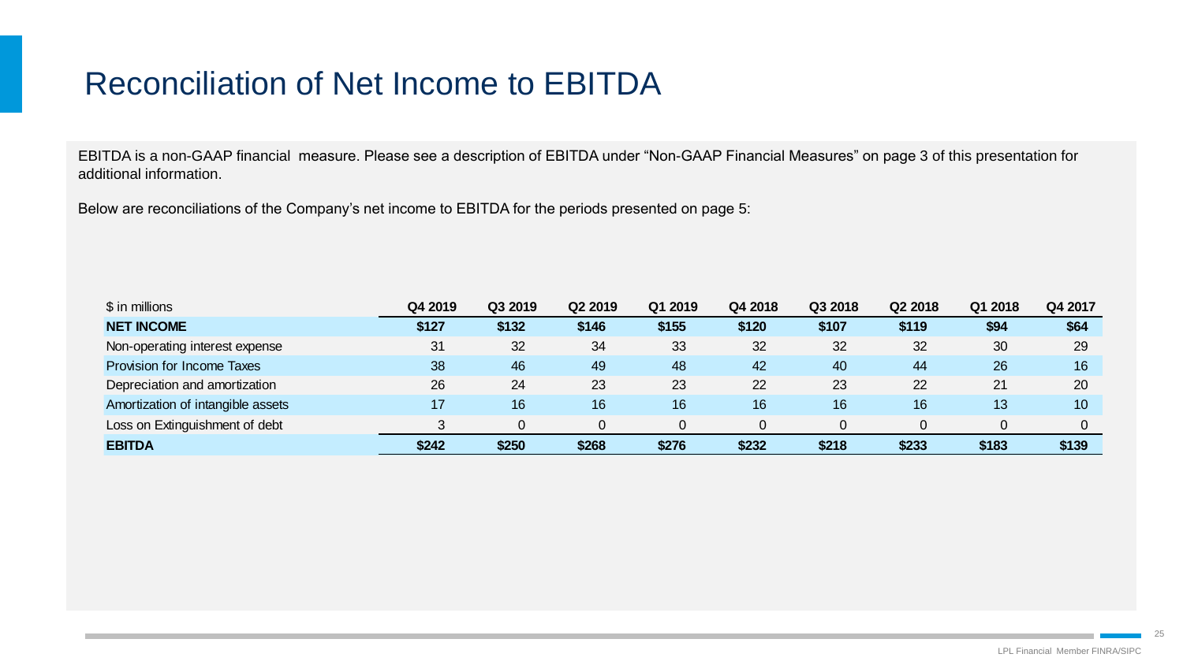# Reconciliation of Net Income to EBITDA

EBITDA is a non-GAAP financial measure. Please see a description of EBITDA under "Non-GAAP Financial Measures" on page 3 of this presentation for additional information.

Below are reconciliations of the Company's net income to EBITDA for the periods presented on page 5:

| $ in millions | Q4 2019 | Q3 2019 | Q2 2019 | Q1 2019 | Q4 2018 | Q3 2018 | Q2 2018 | Q1 2018 | Q4 2017 |
|---|---|---|---|---|---|---|---|---|---|
| **NET INCOME** | **$127** | **$132** | **$146** | **$155** | **$120** | **$107** | **$119** | **$94** | **$64** |
| Non-operating interest expense | 31 | 32 | 34 | 33 | 32 | 32 | 32 | 30 | 29 |
| Provision for Income Taxes | 38 | 46 | 49 | 48 | 42 | 40 | 44 | 26 | 16 |
| Depreciation and amortization | 26 | 24 | 23 | 23 | 22 | 23 | 22 | 21 | 20 |
| Amortization of intangible assets | 17 | 16 | 16 | 16 | 16 | 16 | 16 | 13 | 10 |
| Loss on Extinguishment of debt | 3 | 0 | 0 | 0 | 0 | 0 | 0 | 0 | 0 |
| **EBITDA** | **$242** | **$250** | **$268** | **$276** | **$232** | **$218** | **$233** | **$183** | **$139** |

LPL Financial Member FINRA/SIPC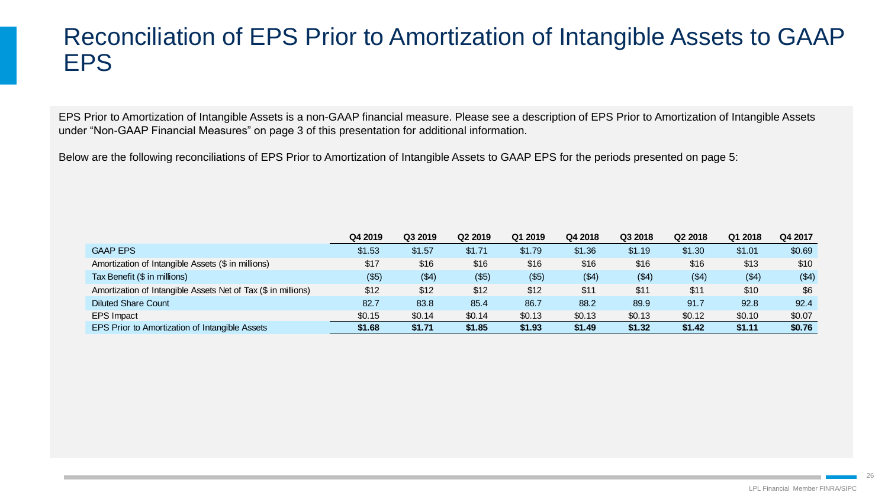# Reconciliation of EPS Prior to Amortization of Intangible Assets to GAAP EPS

EPS Prior to Amortization of Intangible Assets is a non-GAAP financial measure. Please see a description of EPS Prior to Amortization of Intangible Assets under "Non-GAAP Financial Measures" on page 3 of this presentation for additional information.

Below are the following reconciliations of EPS Prior to Amortization of Intangible Assets to GAAP EPS for the periods presented on page 5:

| | Q4 2019 | Q3 2019 | Q2 2019 | Q1 2019 | Q4 2018 | Q3 2018 | Q2 2018 | Q1 2018 | Q4 2017 |
|---|---|---|---|---|---|---|---|---|---|
| GAAP EPS | $1.53 | $1.57 | $1.71 | $1.79 | $1.36 | $1.19 | $1.30 | $1.01 | $0.69 |
| Amortization of Intangible Assets ($ in millions) | $17 | $16 | $16 | $16 | $16 | $16 | $16 | $13 | $10 |
| Tax Benefit ($ in millions) | ($5) | ($4) | ($5) | ($5) | ($4) | ($4) | ($4) | ($4) | ($4) |
| Amortization of Intangible Assets Net of Tax ($ in millions) | $12 | $12 | $12 | $12 | $11 | $11 | $11 | $10 | $6 |
| Diluted Share Count | 82.7 | 83.8 | 85.4 | 86.7 | 88.2 | 89.9 | 91.7 | 92.8 | 92.4 |
| EPS Impact | $0.15 | $0.14 | $0.14 | $0.13 | $0.13 | $0.13 | $0.12 | $0.10 | $0.07 |
| **EPS Prior to Amortization of Intangible Assets** | **$1.68** | **$1.71** | **$1.85** | **$1.93** | **$1.49** | **$1.32** | **$1.42** | **$1.11** | **$0.76** |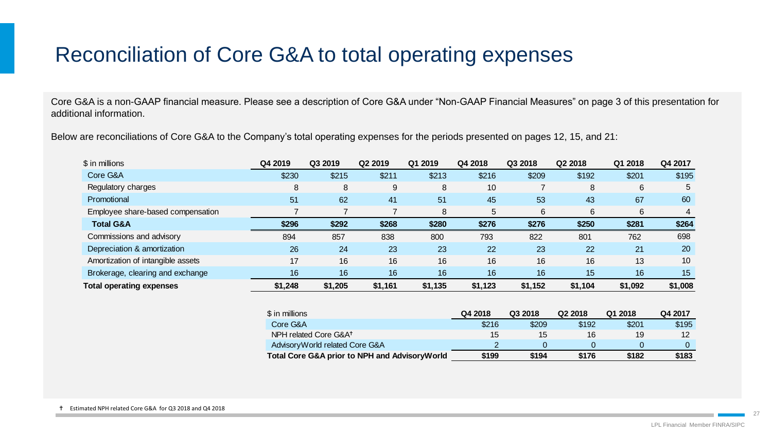# Reconciliation of Core G&A to total operating expenses

Core G&A is a non-GAAP financial measure. Please see a description of Core G&A under "Non-GAAP Financial Measures" on page 3 of this presentation for additional information.

Below are reconciliations of Core G&A to the Company's total operating expenses for the periods presented on pages 12, 15, and 21:

| $ in millions | Q4 2019 | Q3 2019 | Q2 2019 | Q1 2019 | Q4 2018 | Q3 2018 | Q2 2018 | Q1 2018 | Q4 2017 |
|---|---|---|---|---|---|---|---|---|---|
| Core G&A | $230 | $215 | $211 | $213 | $216 | $209 | $192 | $201 | $195 |
| Regulatory charges | 8 | 8 | 9 | 8 | 10 | 7 | 8 | 6 | 5 |
| Promotional | 51 | 62 | 41 | 51 | 45 | 53 | 43 | 67 | 60 |
| Employee share-based compensation | 7 | 7 | 7 | 8 | 5 | 6 | 6 | 6 | 4 |
| **Total G&A** | **$296** | **$292** | **$268** | **$280** | **$276** | **$276** | **$250** | **$281** | **$264** |
| Commissions and advisory | 894 | 857 | 838 | 800 | 793 | 822 | 801 | 762 | 698 |
| Depreciation & amortization | 26 | 24 | 23 | 23 | 22 | 23 | 22 | 21 | 20 |
| Amortization of intangible assets | 17 | 16 | 16 | 16 | 16 | 16 | 16 | 13 | 10 |
| Brokerage, clearing and exchange | 16 | 16 | 16 | 16 | 16 | 16 | 15 | 16 | 15 |
| **Total operating expenses** | **$1,248** | **$1,205** | **$1,161** | **$1,135** | **$1,123** | **$1,152** | **$1,104** | **$1,092** | **$1,008** |

| $ in millions | Q4 2018 | Q3 2018 | Q2 2018 | Q1 2018 | Q4 2017 |
|---|---|---|---|---|---|
| Core G&A | $216 | $209 | $192 | $201 | $195 |
| NPH related Core G&A† | 15 | 15 | 16 | 19 | 12 |
| AdvisoryWorld related Core G&A | 2 | 0 | 0 | 0 | 0 |
| **Total Core G&A prior to NPH and AdvisoryWorld** | **$199** | **$194** | **$176** | **$182** | **$183** |

† Estimated NPH related Core G&A for Q3 2018 and Q4 2018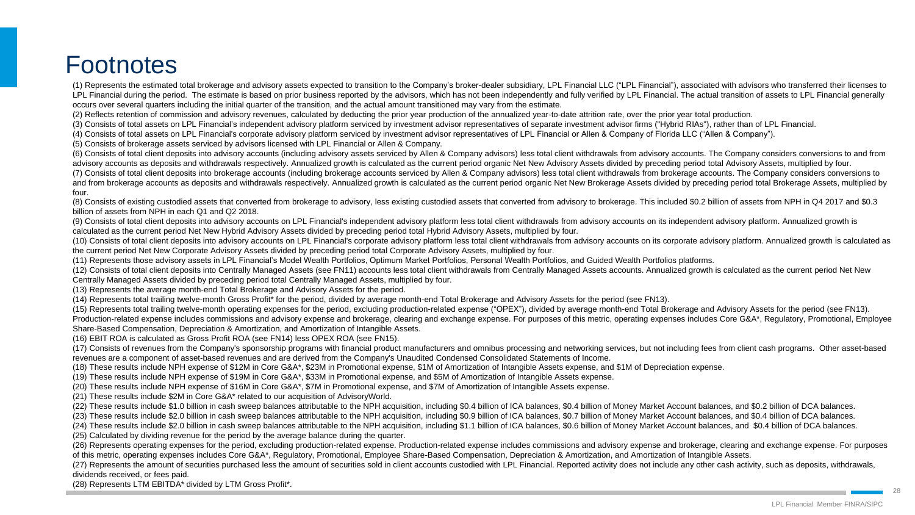# Footnotes

(1) Represents the estimated total brokerage and advisory assets expected to transition to the Company's broker-dealer subsidiary, LPL Financial LLC ("LPL Financial"), associated with advisors who transferred their licenses to LPL Financial during the period. The estimate is based on prior business reported by the advisors, which has not been independently and fully verified by LPL Financial. The actual transition of assets to LPL Financial generally occurs over several quarters including the initial quarter of the transition, and the actual amount transitioned may vary from the estimate.

(2) Reflects retention of commission and advisory revenues, calculated by deducting the prior year production of the annualized year-to-date attrition rate, over the prior year total production.

(3) Consists of total assets on LPL Financial's independent advisory platform serviced by investment advisor representatives of separate investment advisor firms ("Hybrid RIAs"), rather than of LPL Financial.

(4) Consists of total assets on LPL Financial's corporate advisory platform serviced by investment advisor representatives of LPL Financial or Allen & Company of Florida LLC ("Allen & Company").

(5) Consists of brokerage assets serviced by advisors licensed with LPL Financial or Allen & Company.

(6) Consists of total client deposits into advisory accounts (including advisory assets serviced by Allen & Company advisors) less total client withdrawals from advisory accounts. The Company considers conversions to and from advisory accounts as deposits and withdrawals respectively. Annualized growth is calculated as the current period organic Net New Advisory Assets divided by preceding period total Advisory Assets, multiplied by four.

(7) Consists of total client deposits into brokerage accounts (including brokerage accounts serviced by Allen & Company advisors) less total client withdrawals from brokerage accounts. The Company considers conversions to and from brokerage accounts as deposits and withdrawals respectively. Annualized growth is calculated as the current period organic Net New Brokerage Assets divided by preceding period total Brokerage Assets, multiplied by four.

(8) Consists of existing custodied assets that converted from brokerage to advisory, less existing custodied assets that converted from advisory to brokerage. This included $0.2 billion of assets from NPH in Q4 2017 and $0.3 billion of assets from NPH in each Q1 and Q2 2018.

(9) Consists of total client deposits into advisory accounts on LPL Financial's independent advisory platform less total client withdrawals from advisory accounts on its independent advisory platform. Annualized growth is calculated as the current period Net New Hybrid Advisory Assets divided by preceding period total Hybrid Advisory Assets, multiplied by four.

(10) Consists of total client deposits into advisory accounts on LPL Financial's corporate advisory platform less total client withdrawals from advisory accounts on its corporate advisory platform. Annualized growth is calculated as the current period Net New Corporate Advisory Assets divided by preceding period total Corporate Advisory Assets, multiplied by four.

(11) Represents those advisory assets in LPL Financial's Model Wealth Portfolios, Optimum Market Portfolios, Personal Wealth Portfolios, and Guided Wealth Portfolios platforms.

(12) Consists of total client deposits into Centrally Managed Assets (see FN11) accounts less total client withdrawals from Centrally Managed Assets accounts. Annualized growth is calculated as the current period Net New Centrally Managed Assets divided by preceding period total Centrally Managed Assets, multiplied by four.

(13) Represents the average month-end Total Brokerage and Advisory Assets for the period.

(14) Represents total trailing twelve-month Gross Profit* for the period, divided by average month-end Total Brokerage and Advisory Assets for the period (see FN13).

(15) Represents total trailing twelve-month operating expenses for the period, excluding production-related expense ("OPEX"), divided by average month-end Total Brokerage and Advisory Assets for the period (see FN13). Production-related expense includes commissions and advisory expense and brokerage, clearing and exchange expense. For purposes of this metric, operating expenses includes Core G&A*, Regulatory, Promotional, Employee Share-Based Compensation, Depreciation & Amortization, and Amortization of Intangible Assets.

(16) EBIT ROA is calculated as Gross Profit ROA (see FN14) less OPEX ROA (see FN15).

(17) Consists of revenues from the Company's sponsorship programs with financial product manufacturers and omnibus processing and networking services, but not including fees from client cash programs. Other asset-based revenues are a component of asset-based revenues and are derived from the Company's Unaudited Condensed Consolidated Statements of Income.

(18) These results include NPH expense of $12M in Core G&A*, $23M in Promotional expense, $1M of Amortization of Intangible Assets expense, and $1M of Depreciation expense.

(19) These results include NPH expense of $19M in Core G&A*, $33M in Promotional expense, and $5M of Amortization of Intangible Assets expense.

(20) These results include NPH expense of $16M in Core G&A*, $7M in Promotional expense, and $7M of Amortization of Intangible Assets expense.

(21) These results include $2M in Core G&A* related to our acquisition of AdvisoryWorld.

(22) These results include $1.0 billion in cash sweep balances attributable to the NPH acquisition, including $0.4 billion of ICA balances, $0.4 billion of Money Market Account balances, and $0.2 billion of DCA balances.

(23) These results include $2.0 billion in cash sweep balances attributable to the NPH acquisition, including $0.9 billion of ICA balances, $0.7 billion of Money Market Account balances, and $0.4 billion of DCA balances.

(24) These results include $2.0 billion in cash sweep balances attributable to the NPH acquisition, including $1.1 billion of ICA balances, $0.6 billion of Money Market Account balances, and $0.4 billion of DCA balances.

(25) Calculated by dividing revenue for the period by the average balance during the quarter.

(26) Represents operating expenses for the period, excluding production-related expense. Production-related expense includes commissions and advisory expense and brokerage, clearing and exchange expense. For purposes of this metric, operating expenses includes Core G&A*, Regulatory, Promotional, Employee Share-Based Compensation, Depreciation & Amortization, and Amortization of Intangible Assets.

(27) Represents the amount of securities purchased less the amount of securities sold in client accounts custodied with LPL Financial. Reported activity does not include any other cash activity, such as deposits, withdrawals, dividends received, or fees paid.

(28) Represents LTM EBITDA* divided by LTM Gross Profit*.